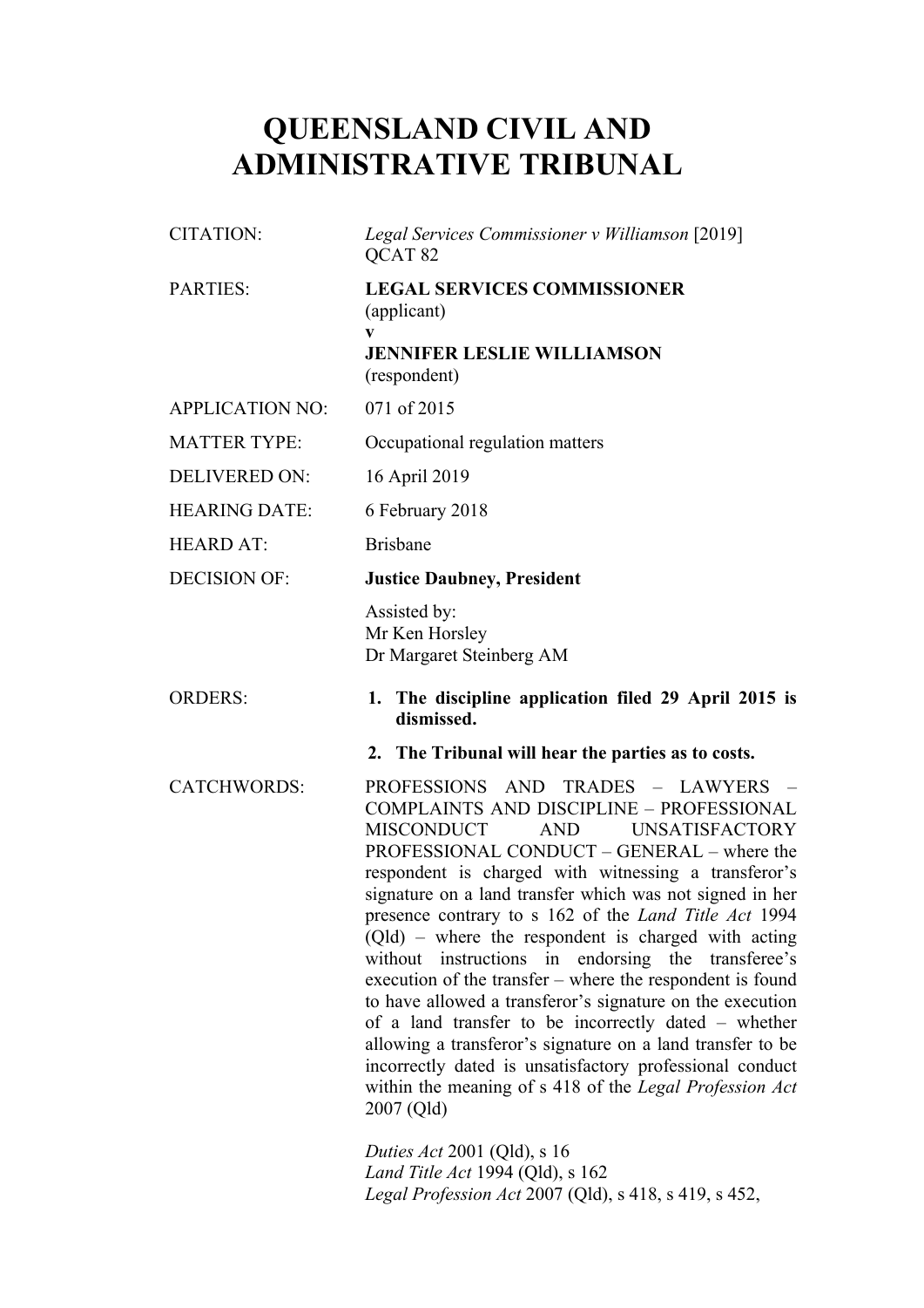# QUEENSLAND CIVIL AND ADMINISTRATIVE TRIBUNAL

| | |
|---|---|
| CITATION: | *Legal Services Commissioner v Williamson* [2019] QCAT 82 |
| PARTIES: | **LEGAL SERVICES COMMISSIONER** (applicant) **v** **JENNIFER LESLIE WILLIAMSON** (respondent) |
| APPLICATION NO: | 071 of 2015 |
| MATTER TYPE: | Occupational regulation matters |
| DELIVERED ON: | 16 April 2019 |
| HEARING DATE: | 6 February 2018 |
| HEARD AT: | Brisbane |
| DECISION OF: | **Justice Daubney, President** Assisted by: Mr Ken Horsley Dr Margaret Steinberg AM |
| ORDERS: | **1. The discipline application filed 29 April 2015 is dismissed.** **2. The Tribunal will hear the parties as to costs.** |
| CATCHWORDS: | PROFESSIONS AND TRADES – LAWYERS – COMPLAINTS AND DISCIPLINE – PROFESSIONAL MISCONDUCT AND UNSATISFACTORY PROFESSIONAL CONDUCT – GENERAL – where the respondent is charged with witnessing a transferor's signature on a land transfer which was not signed in her presence contrary to s 162 of the *Land Title Act* 1994 (Qld) – where the respondent is charged with acting without instructions in endorsing the transferee's execution of the transfer – where the respondent is found to have allowed a transferor's signature on the execution of a land transfer to be incorrectly dated – whether allowing a transferor's signature on a land transfer to be incorrectly dated is unsatisfactory professional conduct within the meaning of s 418 of the *Legal Profession Act* 2007 (Qld) *Duties Act* 2001 (Qld), s 16 *Land Title Act* 1994 (Qld), s 162 *Legal Profession Act* 2007 (Qld), s 418, s 419, s 452, |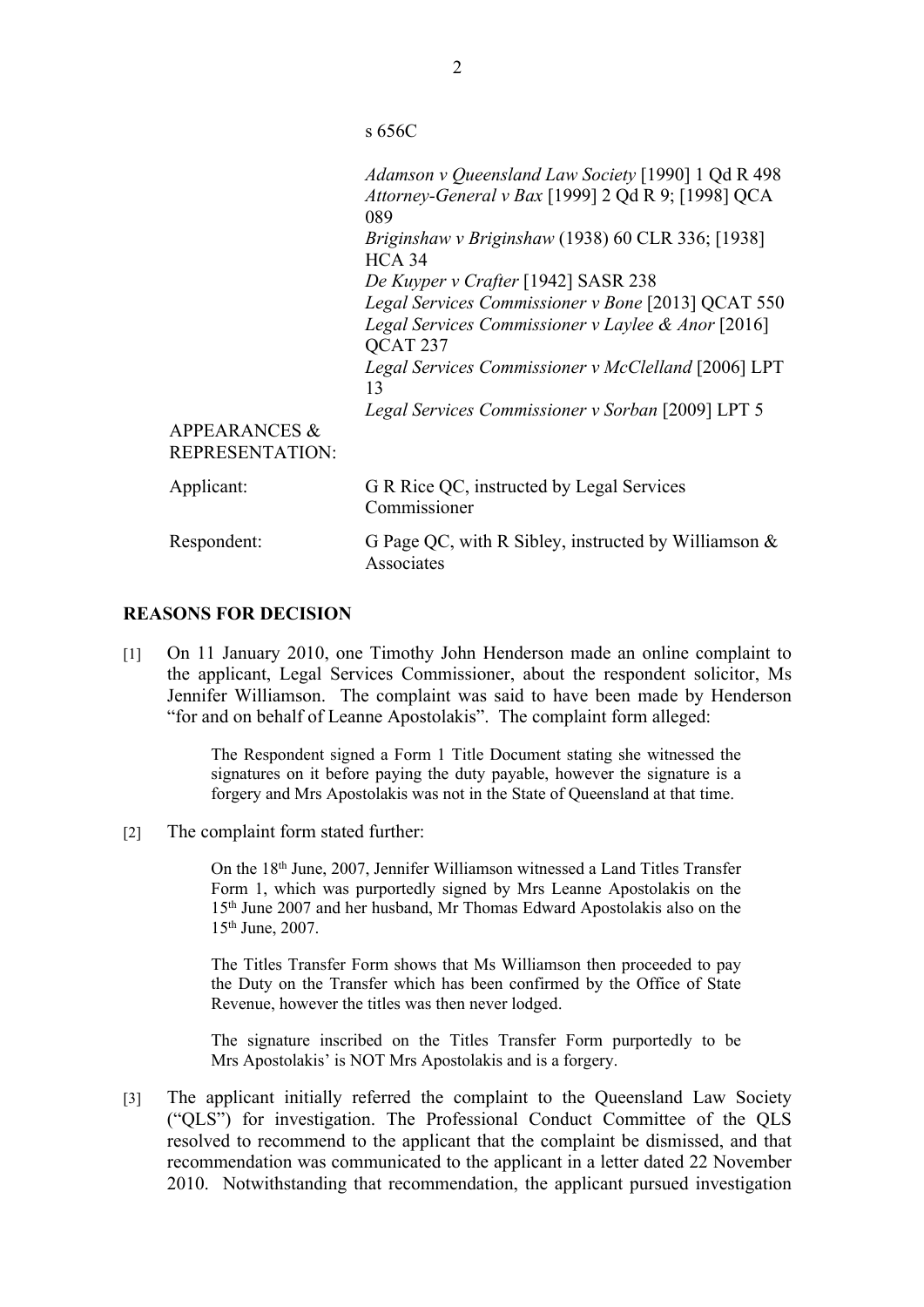s 656C

*Adamson v Queensland Law Society* [1990] 1 Qd R 498
*Attorney-General v Bax* [1999] 2 Qd R 9; [1998] QCA 089
*Briginshaw v Briginshaw* (1938) 60 CLR 336; [1938] HCA 34
*De Kuyper v Crafter* [1942] SASR 238
*Legal Services Commissioner v Bone* [2013] QCAT 550
*Legal Services Commissioner v Laylee & Anor* [2016] QCAT 237
*Legal Services Commissioner v McClelland* [2006] LPT 13
*Legal Services Commissioner v Sorban* [2009] LPT 5

APPEARANCES & REPRESENTATION:

| | |
|---|---|
| Applicant: | G R Rice QC, instructed by Legal Services Commissioner |
| Respondent: | G Page QC, with R Sibley, instructed by Williamson & Associates |

## REASONS FOR DECISION

[1] On 11 January 2010, one Timothy John Henderson made an online complaint to the applicant, Legal Services Commissioner, about the respondent solicitor, Ms Jennifer Williamson. The complaint was said to have been made by Henderson "for and on behalf of Leanne Apostolakis". The complaint form alleged:

> The Respondent signed a Form 1 Title Document stating she witnessed the signatures on it before paying the duty payable, however the signature is a forgery and Mrs Apostolakis was not in the State of Queensland at that time.

[2] The complaint form stated further:

> On the 18th June, 2007, Jennifer Williamson witnessed a Land Titles Transfer Form 1, which was purportedly signed by Mrs Leanne Apostolakis on the 15th June 2007 and her husband, Mr Thomas Edward Apostolakis also on the 15th June, 2007.
>
> The Titles Transfer Form shows that Ms Williamson then proceeded to pay the Duty on the Transfer which has been confirmed by the Office of State Revenue, however the titles was then never lodged.
>
> The signature inscribed on the Titles Transfer Form purportedly to be Mrs Apostolakis' is NOT Mrs Apostolakis and is a forgery.

[3] The applicant initially referred the complaint to the Queensland Law Society ("QLS") for investigation. The Professional Conduct Committee of the QLS resolved to recommend to the applicant that the complaint be dismissed, and that recommendation was communicated to the applicant in a letter dated 22 November 2010. Notwithstanding that recommendation, the applicant pursued investigation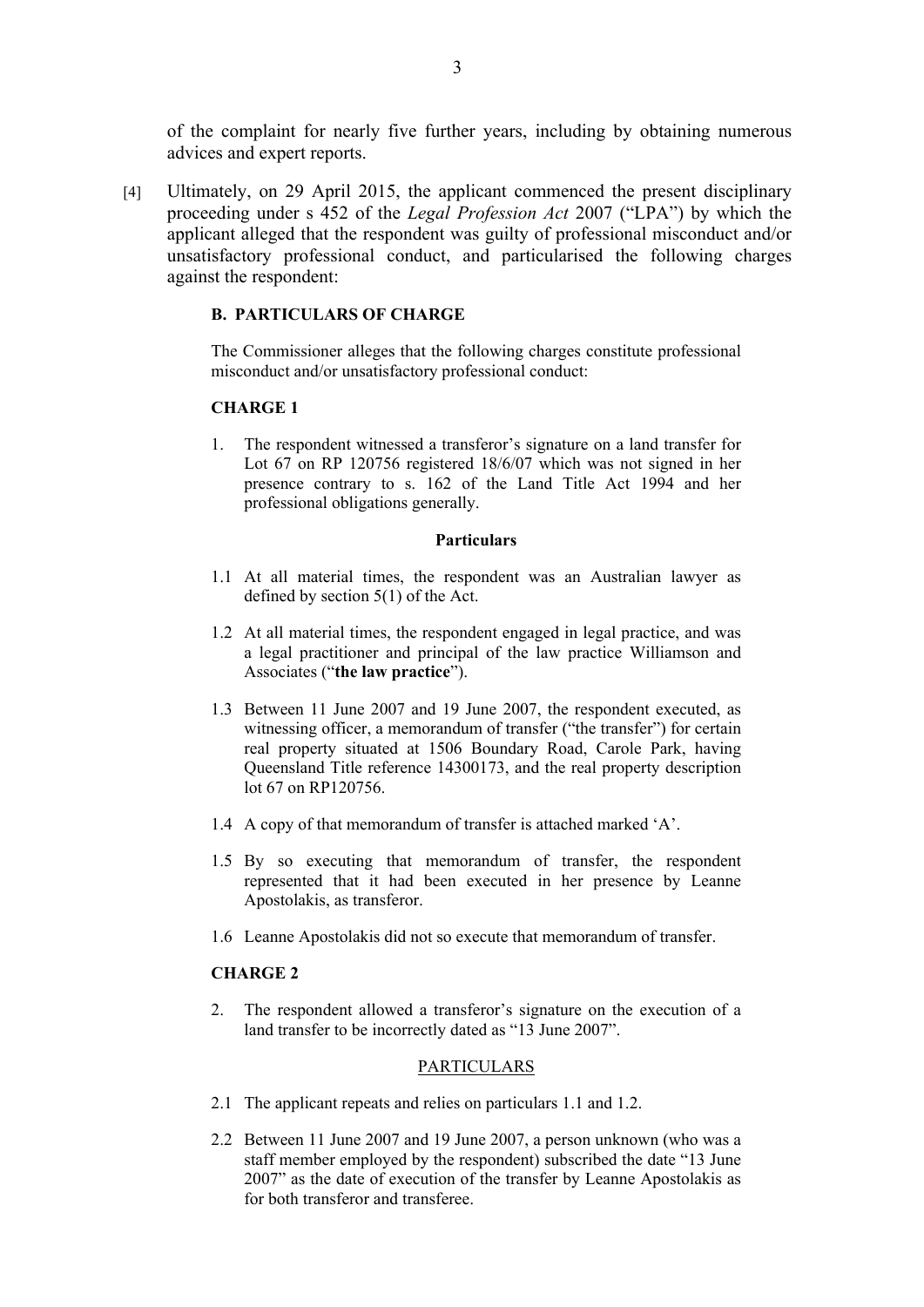of the complaint for nearly five further years, including by obtaining numerous advices and expert reports.

[4] Ultimately, on 29 April 2015, the applicant commenced the present disciplinary proceeding under s 452 of the *Legal Profession Act* 2007 ("LPA") by which the applicant alleged that the respondent was guilty of professional misconduct and/or unsatisfactory professional conduct, and particularised the following charges against the respondent:

**B. PARTICULARS OF CHARGE**

The Commissioner alleges that the following charges constitute professional misconduct and/or unsatisfactory professional conduct:

**CHARGE 1**

1. The respondent witnessed a transferor's signature on a land transfer for Lot 67 on RP 120756 registered 18/6/07 which was not signed in her presence contrary to s. 162 of the Land Title Act 1994 and her professional obligations generally.

**Particulars**

1.1 At all material times, the respondent was an Australian lawyer as defined by section 5(1) of the Act.

1.2 At all material times, the respondent engaged in legal practice, and was a legal practitioner and principal of the law practice Williamson and Associates ("**the law practice**").

1.3 Between 11 June 2007 and 19 June 2007, the respondent executed, as witnessing officer, a memorandum of transfer ("the transfer") for certain real property situated at 1506 Boundary Road, Carole Park, having Queensland Title reference 14300173, and the real property description lot 67 on RP120756.

1.4 A copy of that memorandum of transfer is attached marked 'A'.

1.5 By so executing that memorandum of transfer, the respondent represented that it had been executed in her presence by Leanne Apostolakis, as transferor.

1.6 Leanne Apostolakis did not so execute that memorandum of transfer.

**CHARGE 2**

2. The respondent allowed a transferor's signature on the execution of a land transfer to be incorrectly dated as "13 June 2007".

PARTICULARS

2.1 The applicant repeats and relies on particulars 1.1 and 1.2.

2.2 Between 11 June 2007 and 19 June 2007, a person unknown (who was a staff member employed by the respondent) subscribed the date "13 June 2007" as the date of execution of the transfer by Leanne Apostolakis as for both transferor and transferee.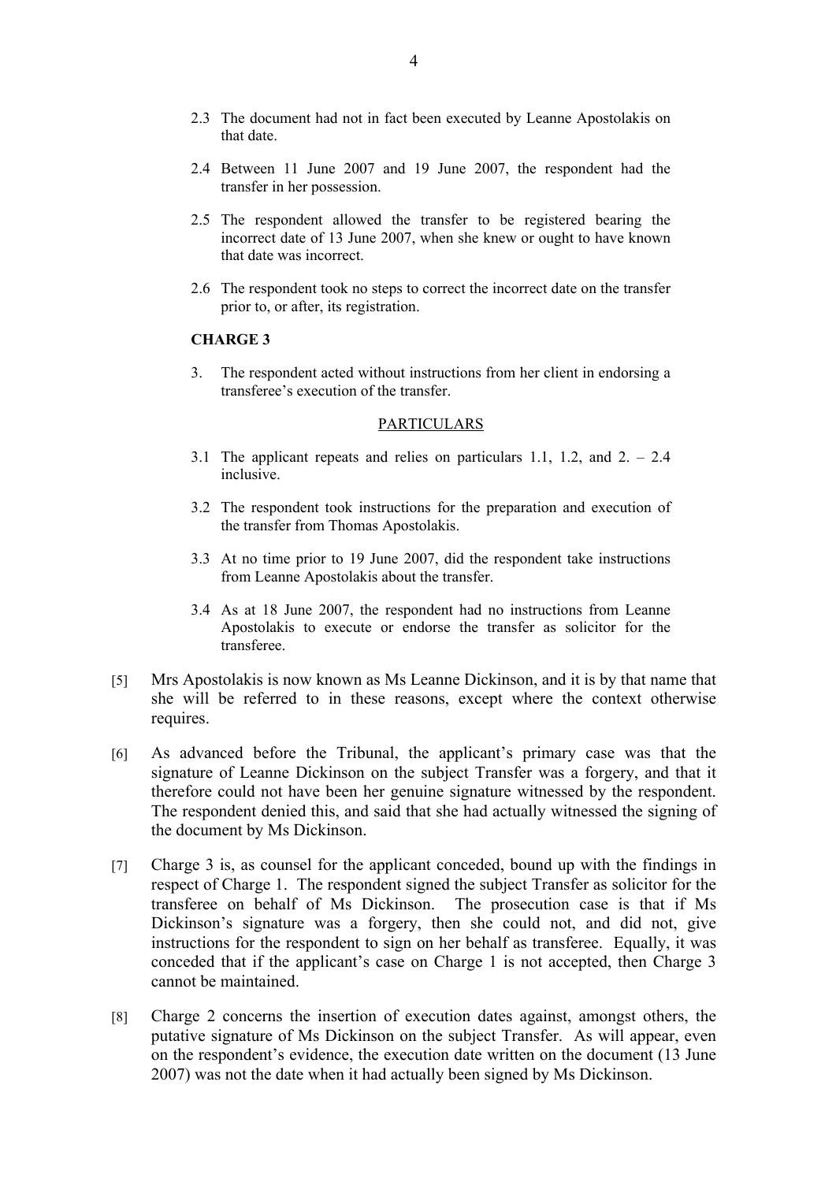2.3 The document had not in fact been executed by Leanne Apostolakis on that date.

2.4 Between 11 June 2007 and 19 June 2007, the respondent had the transfer in her possession.

2.5 The respondent allowed the transfer to be registered bearing the incorrect date of 13 June 2007, when she knew or ought to have known that date was incorrect.

2.6 The respondent took no steps to correct the incorrect date on the transfer prior to, or after, its registration.

**CHARGE 3**

3. The respondent acted without instructions from her client in endorsing a transferee's execution of the transfer.

PARTICULARS

3.1 The applicant repeats and relies on particulars 1.1, 1.2, and 2. – 2.4 inclusive.

3.2 The respondent took instructions for the preparation and execution of the transfer from Thomas Apostolakis.

3.3 At no time prior to 19 June 2007, did the respondent take instructions from Leanne Apostolakis about the transfer.

3.4 As at 18 June 2007, the respondent had no instructions from Leanne Apostolakis to execute or endorse the transfer as solicitor for the transferee.

[5] Mrs Apostolakis is now known as Ms Leanne Dickinson, and it is by that name that she will be referred to in these reasons, except where the context otherwise requires.

[6] As advanced before the Tribunal, the applicant's primary case was that the signature of Leanne Dickinson on the subject Transfer was a forgery, and that it therefore could not have been her genuine signature witnessed by the respondent. The respondent denied this, and said that she had actually witnessed the signing of the document by Ms Dickinson.

[7] Charge 3 is, as counsel for the applicant conceded, bound up with the findings in respect of Charge 1. The respondent signed the subject Transfer as solicitor for the transferee on behalf of Ms Dickinson. The prosecution case is that if Ms Dickinson's signature was a forgery, then she could not, and did not, give instructions for the respondent to sign on her behalf as transferee. Equally, it was conceded that if the applicant's case on Charge 1 is not accepted, then Charge 3 cannot be maintained.

[8] Charge 2 concerns the insertion of execution dates against, amongst others, the putative signature of Ms Dickinson on the subject Transfer. As will appear, even on the respondent's evidence, the execution date written on the document (13 June 2007) was not the date when it had actually been signed by Ms Dickinson.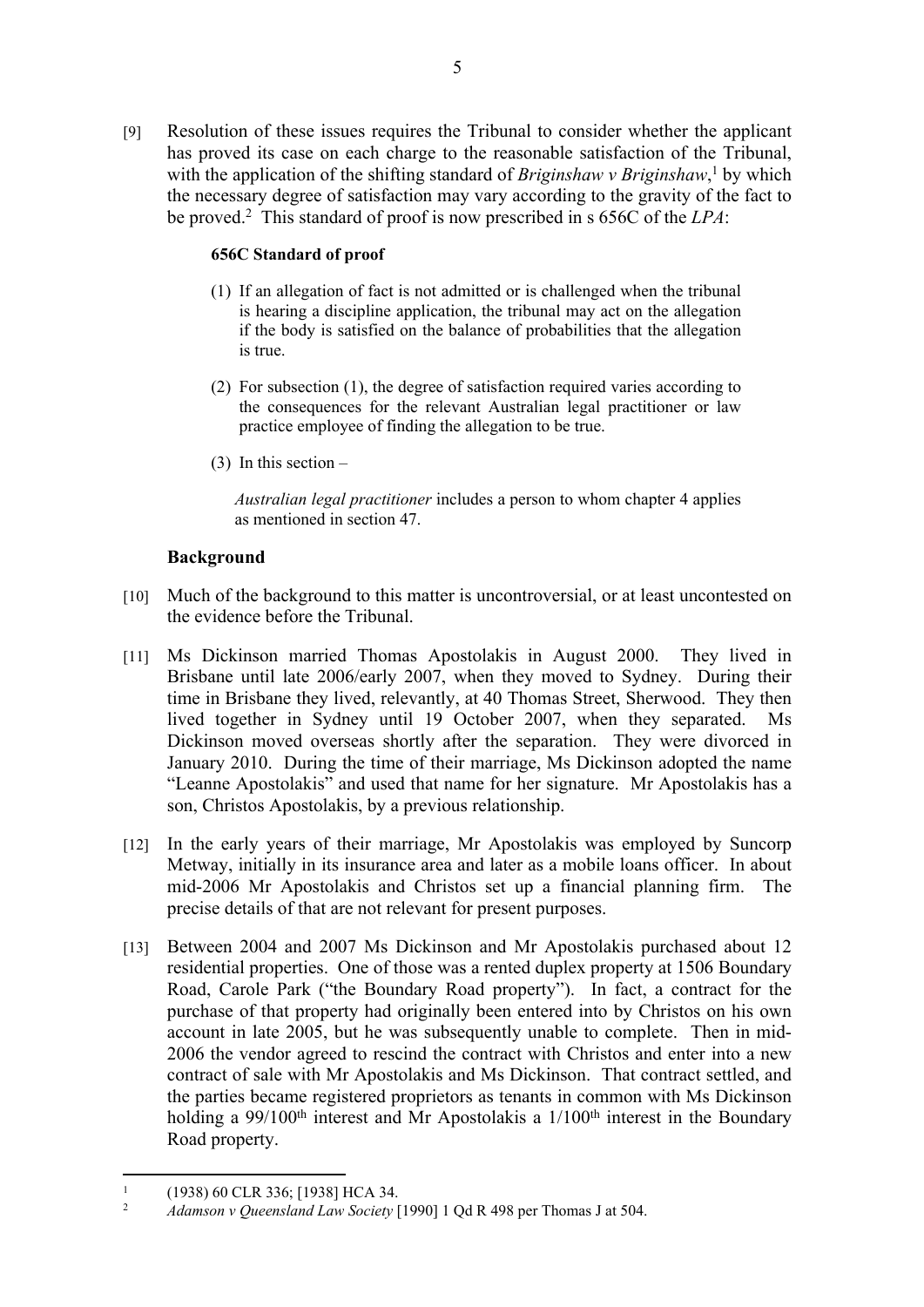[9] Resolution of these issues requires the Tribunal to consider whether the applicant has proved its case on each charge to the reasonable satisfaction of the Tribunal, with the application of the shifting standard of *Briginshaw v Briginshaw*,[1] by which the necessary degree of satisfaction may vary according to the gravity of the fact to be proved.[2] This standard of proof is now prescribed in s 656C of the *LPA*:

> **656C Standard of proof**
>
> (1) If an allegation of fact is not admitted or is challenged when the tribunal is hearing a discipline application, the tribunal may act on the allegation if the body is satisfied on the balance of probabilities that the allegation is true.
>
> (2) For subsection (1), the degree of satisfaction required varies according to the consequences for the relevant Australian legal practitioner or law practice employee of finding the allegation to be true.
>
> (3) In this section –
>
> *Australian legal practitioner* includes a person to whom chapter 4 applies as mentioned in section 47.

## Background

[10] Much of the background to this matter is uncontroversial, or at least uncontested on the evidence before the Tribunal.

[11] Ms Dickinson married Thomas Apostolakis in August 2000. They lived in Brisbane until late 2006/early 2007, when they moved to Sydney. During their time in Brisbane they lived, relevantly, at 40 Thomas Street, Sherwood. They then lived together in Sydney until 19 October 2007, when they separated. Ms Dickinson moved overseas shortly after the separation. They were divorced in January 2010. During the time of their marriage, Ms Dickinson adopted the name "Leanne Apostolakis" and used that name for her signature. Mr Apostolakis has a son, Christos Apostolakis, by a previous relationship.

[12] In the early years of their marriage, Mr Apostolakis was employed by Suncorp Metway, initially in its insurance area and later as a mobile loans officer. In about mid-2006 Mr Apostolakis and Christos set up a financial planning firm. The precise details of that are not relevant for present purposes.

[13] Between 2004 and 2007 Ms Dickinson and Mr Apostolakis purchased about 12 residential properties. One of those was a rented duplex property at 1506 Boundary Road, Carole Park ("the Boundary Road property"). In fact, a contract for the purchase of that property had originally been entered into by Christos on his own account in late 2005, but he was subsequently unable to complete. Then in mid-2006 the vendor agreed to rescind the contract with Christos and enter into a new contract of sale with Mr Apostolakis and Ms Dickinson. That contract settled, and the parties became registered proprietors as tenants in common with Ms Dickinson holding a 99/100th interest and Mr Apostolakis a 1/100th interest in the Boundary Road property.

---

[1] (1938) 60 CLR 336; [1938] HCA 34.

[2] *Adamson v Queensland Law Society* [1990] 1 Qd R 498 per Thomas J at 504.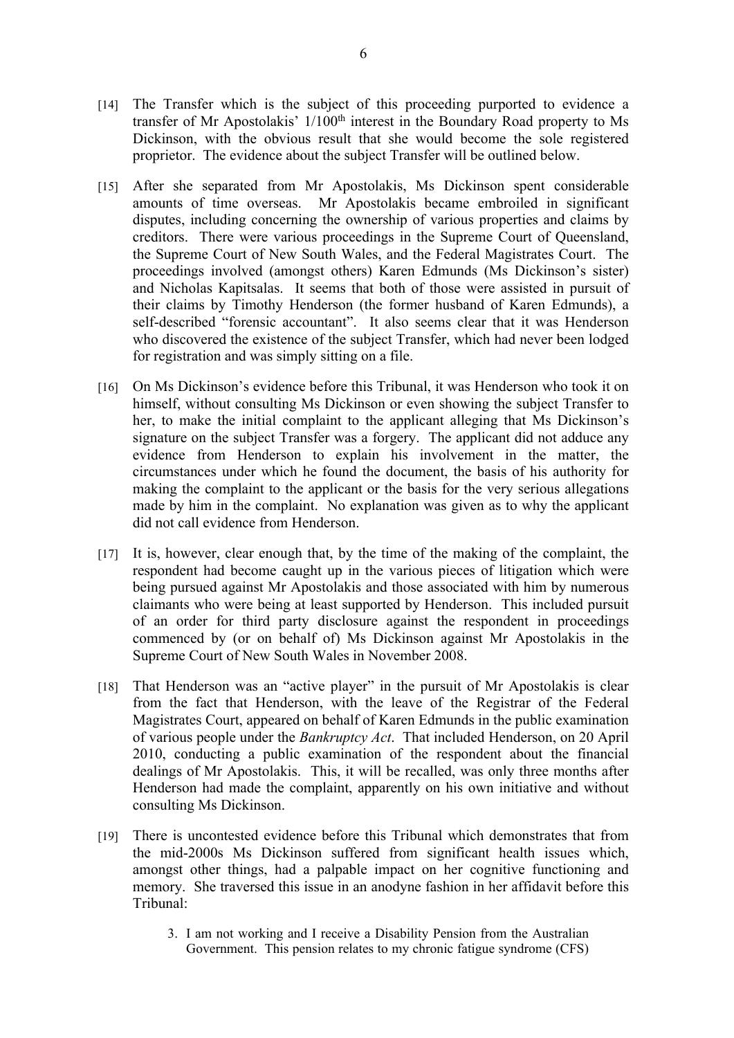[14] The Transfer which is the subject of this proceeding purported to evidence a transfer of Mr Apostolakis' 1/100th interest in the Boundary Road property to Ms Dickinson, with the obvious result that she would become the sole registered proprietor. The evidence about the subject Transfer will be outlined below.

[15] After she separated from Mr Apostolakis, Ms Dickinson spent considerable amounts of time overseas. Mr Apostolakis became embroiled in significant disputes, including concerning the ownership of various properties and claims by creditors. There were various proceedings in the Supreme Court of Queensland, the Supreme Court of New South Wales, and the Federal Magistrates Court. The proceedings involved (amongst others) Karen Edmunds (Ms Dickinson's sister) and Nicholas Kapitsalas. It seems that both of those were assisted in pursuit of their claims by Timothy Henderson (the former husband of Karen Edmunds), a self-described "forensic accountant". It also seems clear that it was Henderson who discovered the existence of the subject Transfer, which had never been lodged for registration and was simply sitting on a file.

[16] On Ms Dickinson's evidence before this Tribunal, it was Henderson who took it on himself, without consulting Ms Dickinson or even showing the subject Transfer to her, to make the initial complaint to the applicant alleging that Ms Dickinson's signature on the subject Transfer was a forgery. The applicant did not adduce any evidence from Henderson to explain his involvement in the matter, the circumstances under which he found the document, the basis of his authority for making the complaint to the applicant or the basis for the very serious allegations made by him in the complaint. No explanation was given as to why the applicant did not call evidence from Henderson.

[17] It is, however, clear enough that, by the time of the making of the complaint, the respondent had become caught up in the various pieces of litigation which were being pursued against Mr Apostolakis and those associated with him by numerous claimants who were being at least supported by Henderson. This included pursuit of an order for third party disclosure against the respondent in proceedings commenced by (or on behalf of) Ms Dickinson against Mr Apostolakis in the Supreme Court of New South Wales in November 2008.

[18] That Henderson was an "active player" in the pursuit of Mr Apostolakis is clear from the fact that Henderson, with the leave of the Registrar of the Federal Magistrates Court, appeared on behalf of Karen Edmunds in the public examination of various people under the *Bankruptcy Act*. That included Henderson, on 20 April 2010, conducting a public examination of the respondent about the financial dealings of Mr Apostolakis. This, it will be recalled, was only three months after Henderson had made the complaint, apparently on his own initiative and without consulting Ms Dickinson.

[19] There is uncontested evidence before this Tribunal which demonstrates that from the mid-2000s Ms Dickinson suffered from significant health issues which, amongst other things, had a palpable impact on her cognitive functioning and memory. She traversed this issue in an anodyne fashion in her affidavit before this Tribunal:

> 3. I am not working and I receive a Disability Pension from the Australian Government. This pension relates to my chronic fatigue syndrome (CFS)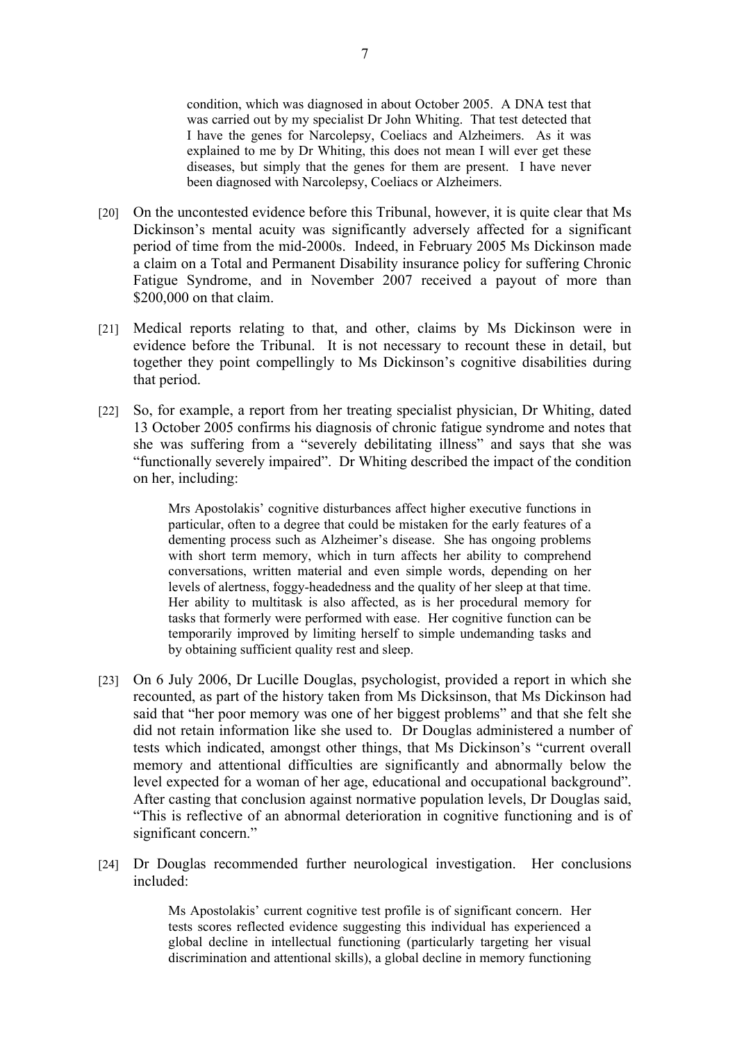> condition, which was diagnosed in about October 2005. A DNA test that was carried out by my specialist Dr John Whiting. That test detected that I have the genes for Narcolepsy, Coeliacs and Alzheimers. As it was explained to me by Dr Whiting, this does not mean I will ever get these diseases, but simply that the genes for them are present. I have never been diagnosed with Narcolepsy, Coeliacs or Alzheimers.

[20] On the uncontested evidence before this Tribunal, however, it is quite clear that Ms Dickinson's mental acuity was significantly adversely affected for a significant period of time from the mid-2000s. Indeed, in February 2005 Ms Dickinson made a claim on a Total and Permanent Disability insurance policy for suffering Chronic Fatigue Syndrome, and in November 2007 received a payout of more than $200,000 on that claim.

[21] Medical reports relating to that, and other, claims by Ms Dickinson were in evidence before the Tribunal. It is not necessary to recount these in detail, but together they point compellingly to Ms Dickinson's cognitive disabilities during that period.

[22] So, for example, a report from her treating specialist physician, Dr Whiting, dated 13 October 2005 confirms his diagnosis of chronic fatigue syndrome and notes that she was suffering from a "severely debilitating illness" and says that she was "functionally severely impaired". Dr Whiting described the impact of the condition on her, including:

> Mrs Apostolakis' cognitive disturbances affect higher executive functions in particular, often to a degree that could be mistaken for the early features of a dementing process such as Alzheimer's disease. She has ongoing problems with short term memory, which in turn affects her ability to comprehend conversations, written material and even simple words, depending on her levels of alertness, foggy-headedness and the quality of her sleep at that time. Her ability to multitask is also affected, as is her procedural memory for tasks that formerly were performed with ease. Her cognitive function can be temporarily improved by limiting herself to simple undemanding tasks and by obtaining sufficient quality rest and sleep.

[23] On 6 July 2006, Dr Lucille Douglas, psychologist, provided a report in which she recounted, as part of the history taken from Ms Dicksinson, that Ms Dickinson had said that "her poor memory was one of her biggest problems" and that she felt she did not retain information like she used to. Dr Douglas administered a number of tests which indicated, amongst other things, that Ms Dickinson's "current overall memory and attentional difficulties are significantly and abnormally below the level expected for a woman of her age, educational and occupational background". After casting that conclusion against normative population levels, Dr Douglas said, "This is reflective of an abnormal deterioration in cognitive functioning and is of significant concern."

[24] Dr Douglas recommended further neurological investigation. Her conclusions included:

> Ms Apostolakis' current cognitive test profile is of significant concern. Her tests scores reflected evidence suggesting this individual has experienced a global decline in intellectual functioning (particularly targeting her visual discrimination and attentional skills), a global decline in memory functioning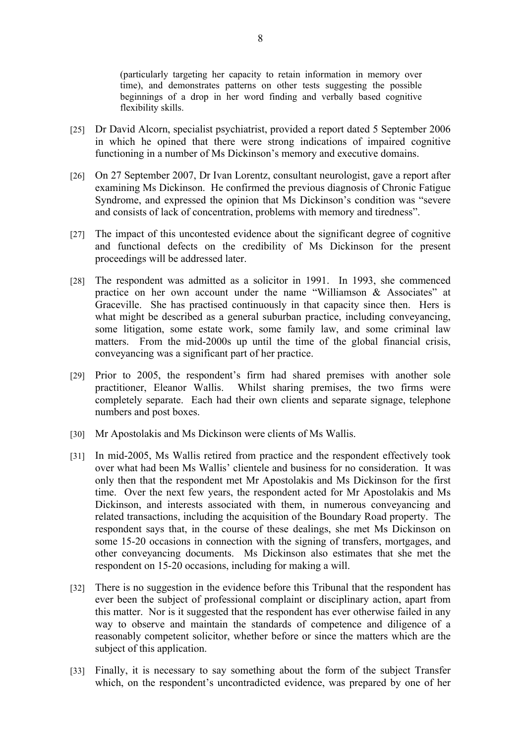> (particularly targeting her capacity to retain information in memory over time), and demonstrates patterns on other tests suggesting the possible beginnings of a drop in her word finding and verbally based cognitive flexibility skills.

[25] Dr David Alcorn, specialist psychiatrist, provided a report dated 5 September 2006 in which he opined that there were strong indications of impaired cognitive functioning in a number of Ms Dickinson's memory and executive domains.

[26] On 27 September 2007, Dr Ivan Lorentz, consultant neurologist, gave a report after examining Ms Dickinson. He confirmed the previous diagnosis of Chronic Fatigue Syndrome, and expressed the opinion that Ms Dickinson's condition was "severe and consists of lack of concentration, problems with memory and tiredness".

[27] The impact of this uncontested evidence about the significant degree of cognitive and functional defects on the credibility of Ms Dickinson for the present proceedings will be addressed later.

[28] The respondent was admitted as a solicitor in 1991. In 1993, she commenced practice on her own account under the name "Williamson & Associates" at Graceville. She has practised continuously in that capacity since then. Hers is what might be described as a general suburban practice, including conveyancing, some litigation, some estate work, some family law, and some criminal law matters. From the mid-2000s up until the time of the global financial crisis, conveyancing was a significant part of her practice.

[29] Prior to 2005, the respondent's firm had shared premises with another sole practitioner, Eleanor Wallis. Whilst sharing premises, the two firms were completely separate. Each had their own clients and separate signage, telephone numbers and post boxes.

[30] Mr Apostolakis and Ms Dickinson were clients of Ms Wallis.

[31] In mid-2005, Ms Wallis retired from practice and the respondent effectively took over what had been Ms Wallis' clientele and business for no consideration. It was only then that the respondent met Mr Apostolakis and Ms Dickinson for the first time. Over the next few years, the respondent acted for Mr Apostolakis and Ms Dickinson, and interests associated with them, in numerous conveyancing and related transactions, including the acquisition of the Boundary Road property. The respondent says that, in the course of these dealings, she met Ms Dickinson on some 15-20 occasions in connection with the signing of transfers, mortgages, and other conveyancing documents. Ms Dickinson also estimates that she met the respondent on 15-20 occasions, including for making a will.

[32] There is no suggestion in the evidence before this Tribunal that the respondent has ever been the subject of professional complaint or disciplinary action, apart from this matter. Nor is it suggested that the respondent has ever otherwise failed in any way to observe and maintain the standards of competence and diligence of a reasonably competent solicitor, whether before or since the matters which are the subject of this application.

[33] Finally, it is necessary to say something about the form of the subject Transfer which, on the respondent's uncontradicted evidence, was prepared by one of her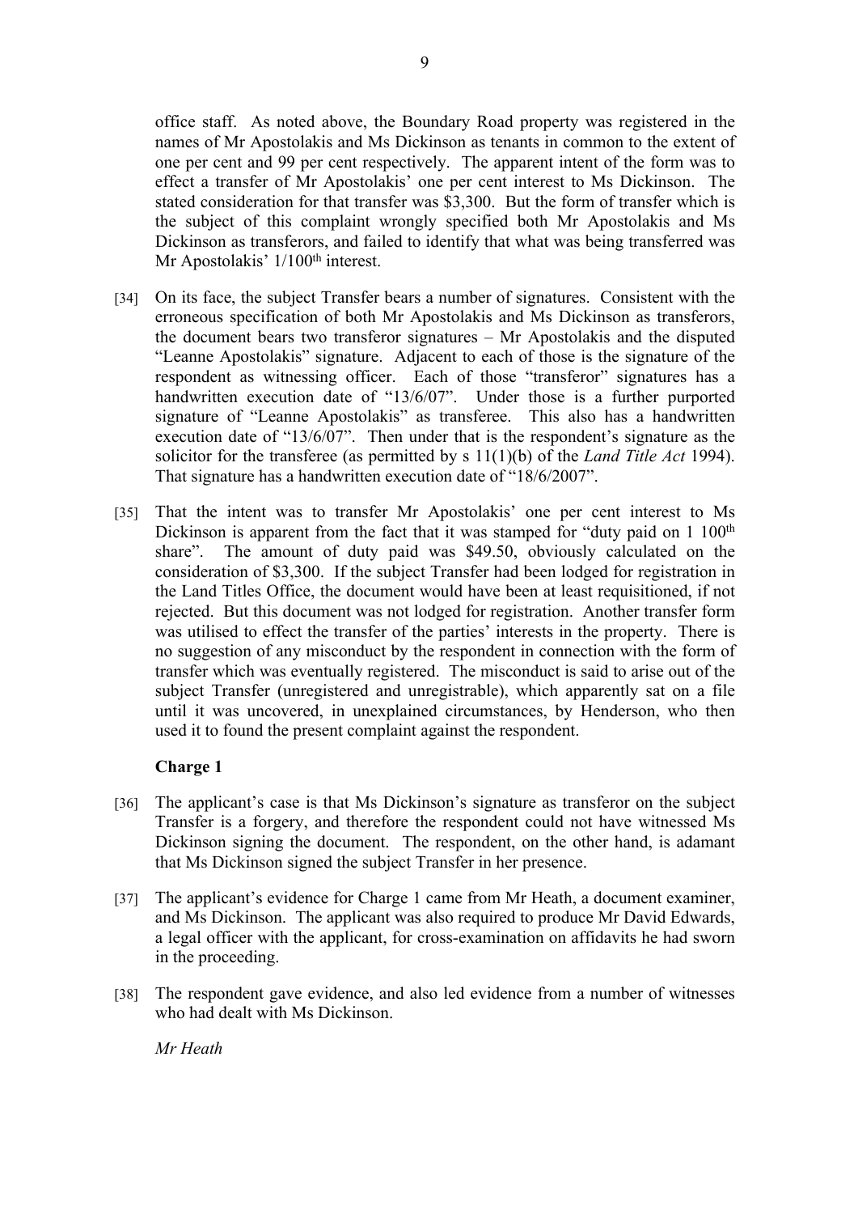office staff. As noted above, the Boundary Road property was registered in the names of Mr Apostolakis and Ms Dickinson as tenants in common to the extent of one per cent and 99 per cent respectively. The apparent intent of the form was to effect a transfer of Mr Apostolakis' one per cent interest to Ms Dickinson. The stated consideration for that transfer was $3,300. But the form of transfer which is the subject of this complaint wrongly specified both Mr Apostolakis and Ms Dickinson as transferors, and failed to identify that what was being transferred was Mr Apostolakis' 1/100th interest.

[34] On its face, the subject Transfer bears a number of signatures. Consistent with the erroneous specification of both Mr Apostolakis and Ms Dickinson as transferors, the document bears two transferor signatures – Mr Apostolakis and the disputed "Leanne Apostolakis" signature. Adjacent to each of those is the signature of the respondent as witnessing officer. Each of those "transferor" signatures has a handwritten execution date of "13/6/07". Under those is a further purported signature of "Leanne Apostolakis" as transferee. This also has a handwritten execution date of "13/6/07". Then under that is the respondent's signature as the solicitor for the transferee (as permitted by s 11(1)(b) of the *Land Title Act* 1994). That signature has a handwritten execution date of "18/6/2007".

[35] That the intent was to transfer Mr Apostolakis' one per cent interest to Ms Dickinson is apparent from the fact that it was stamped for "duty paid on 1 100th share". The amount of duty paid was $49.50, obviously calculated on the consideration of $3,300. If the subject Transfer had been lodged for registration in the Land Titles Office, the document would have been at least requisitioned, if not rejected. But this document was not lodged for registration. Another transfer form was utilised to effect the transfer of the parties' interests in the property. There is no suggestion of any misconduct by the respondent in connection with the form of transfer which was eventually registered. The misconduct is said to arise out of the subject Transfer (unregistered and unregistrable), which apparently sat on a file until it was uncovered, in unexplained circumstances, by Henderson, who then used it to found the present complaint against the respondent.

**Charge 1**

[36] The applicant's case is that Ms Dickinson's signature as transferor on the subject Transfer is a forgery, and therefore the respondent could not have witnessed Ms Dickinson signing the document. The respondent, on the other hand, is adamant that Ms Dickinson signed the subject Transfer in her presence.

[37] The applicant's evidence for Charge 1 came from Mr Heath, a document examiner, and Ms Dickinson. The applicant was also required to produce Mr David Edwards, a legal officer with the applicant, for cross-examination on affidavits he had sworn in the proceeding.

[38] The respondent gave evidence, and also led evidence from a number of witnesses who had dealt with Ms Dickinson.

*Mr Heath*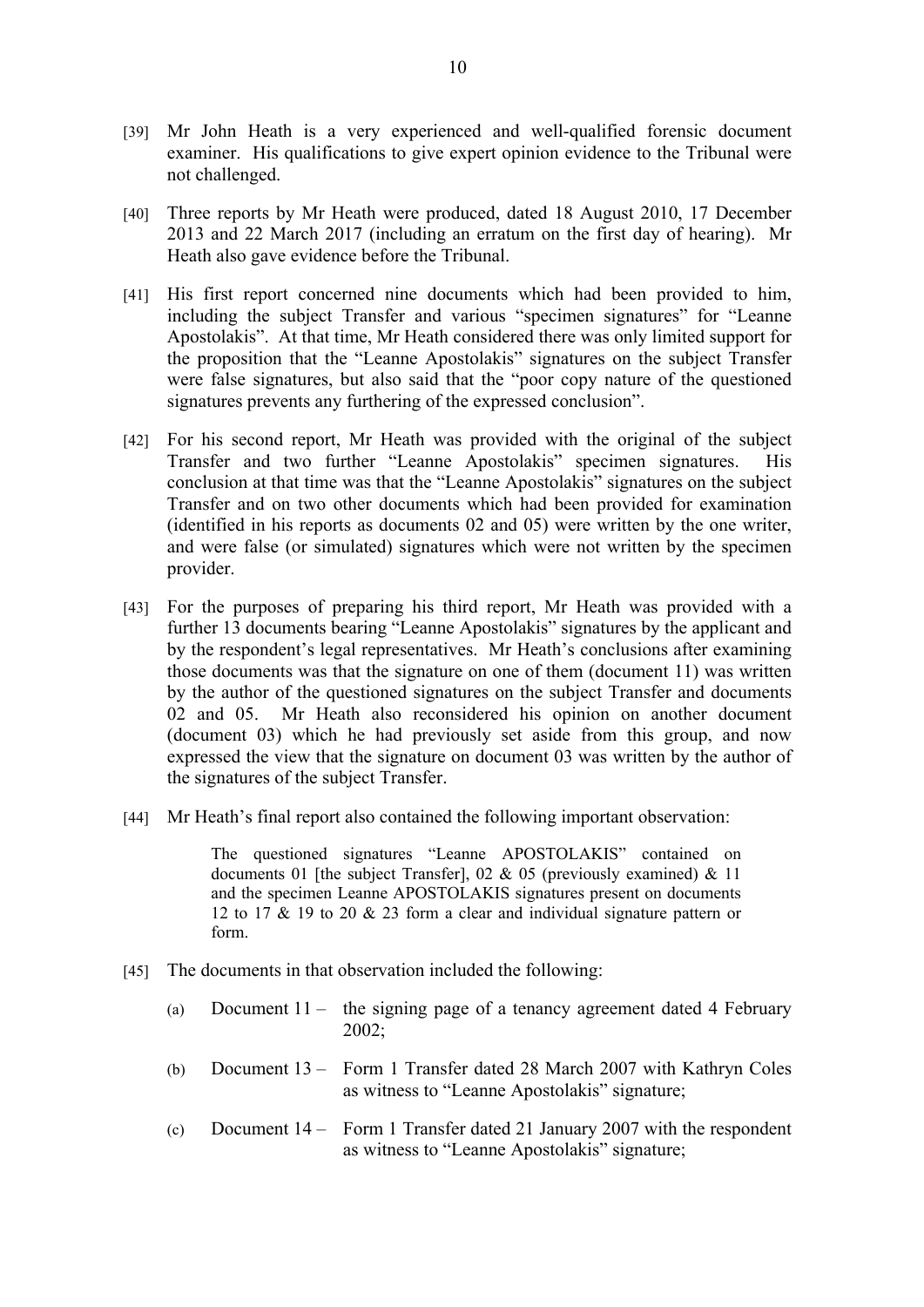[39] Mr John Heath is a very experienced and well-qualified forensic document examiner. His qualifications to give expert opinion evidence to the Tribunal were not challenged.

[40] Three reports by Mr Heath were produced, dated 18 August 2010, 17 December 2013 and 22 March 2017 (including an erratum on the first day of hearing). Mr Heath also gave evidence before the Tribunal.

[41] His first report concerned nine documents which had been provided to him, including the subject Transfer and various "specimen signatures" for "Leanne Apostolakis". At that time, Mr Heath considered there was only limited support for the proposition that the "Leanne Apostolakis" signatures on the subject Transfer were false signatures, but also said that the "poor copy nature of the questioned signatures prevents any furthering of the expressed conclusion".

[42] For his second report, Mr Heath was provided with the original of the subject Transfer and two further "Leanne Apostolakis" specimen signatures. His conclusion at that time was that the "Leanne Apostolakis" signatures on the subject Transfer and on two other documents which had been provided for examination (identified in his reports as documents 02 and 05) were written by the one writer, and were false (or simulated) signatures which were not written by the specimen provider.

[43] For the purposes of preparing his third report, Mr Heath was provided with a further 13 documents bearing "Leanne Apostolakis" signatures by the applicant and by the respondent's legal representatives. Mr Heath's conclusions after examining those documents was that the signature on one of them (document 11) was written by the author of the questioned signatures on the subject Transfer and documents 02 and 05. Mr Heath also reconsidered his opinion on another document (document 03) which he had previously set aside from this group, and now expressed the view that the signature on document 03 was written by the author of the signatures of the subject Transfer.

[44] Mr Heath's final report also contained the following important observation:

> The questioned signatures "Leanne APOSTOLAKIS" contained on documents 01 [the subject Transfer], 02 & 05 (previously examined) & 11 and the specimen Leanne APOSTOLAKIS signatures present on documents 12 to 17 & 19 to 20 & 23 form a clear and individual signature pattern or form.

[45] The documents in that observation included the following:

(a) Document 11 – the signing page of a tenancy agreement dated 4 February 2002;

(b) Document 13 – Form 1 Transfer dated 28 March 2007 with Kathryn Coles as witness to "Leanne Apostolakis" signature;

(c) Document 14 – Form 1 Transfer dated 21 January 2007 with the respondent as witness to "Leanne Apostolakis" signature;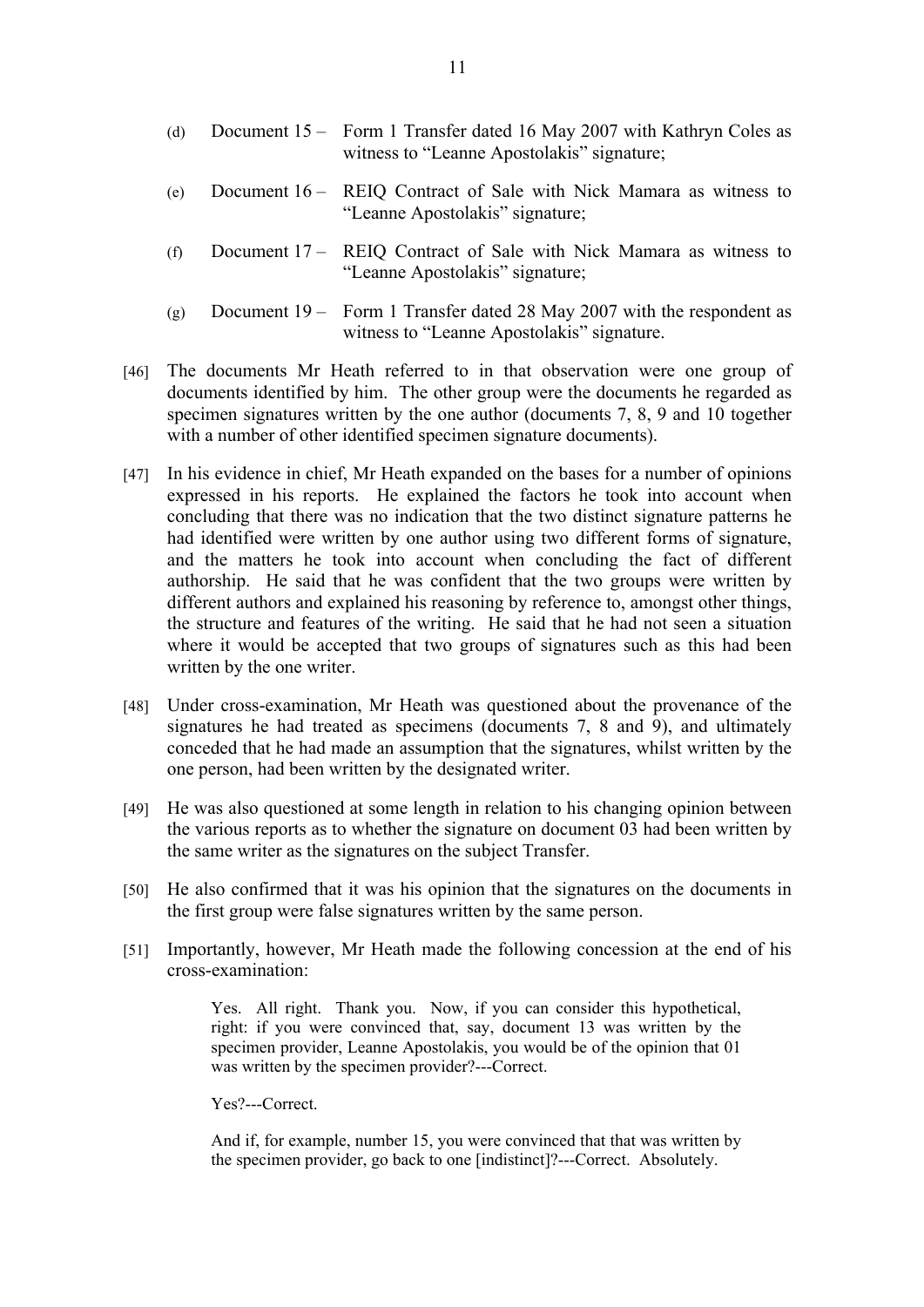(d) Document 15 – Form 1 Transfer dated 16 May 2007 with Kathryn Coles as witness to "Leanne Apostolakis" signature;

(e) Document 16 – REIQ Contract of Sale with Nick Mamara as witness to "Leanne Apostolakis" signature;

(f) Document 17 – REIQ Contract of Sale with Nick Mamara as witness to "Leanne Apostolakis" signature;

(g) Document 19 – Form 1 Transfer dated 28 May 2007 with the respondent as witness to "Leanne Apostolakis" signature.

[46] The documents Mr Heath referred to in that observation were one group of documents identified by him. The other group were the documents he regarded as specimen signatures written by the one author (documents 7, 8, 9 and 10 together with a number of other identified specimen signature documents).

[47] In his evidence in chief, Mr Heath expanded on the bases for a number of opinions expressed in his reports. He explained the factors he took into account when concluding that there was no indication that the two distinct signature patterns he had identified were written by one author using two different forms of signature, and the matters he took into account when concluding the fact of different authorship. He said that he was confident that the two groups were written by different authors and explained his reasoning by reference to, amongst other things, the structure and features of the writing. He said that he had not seen a situation where it would be accepted that two groups of signatures such as this had been written by the one writer.

[48] Under cross-examination, Mr Heath was questioned about the provenance of the signatures he had treated as specimens (documents 7, 8 and 9), and ultimately conceded that he had made an assumption that the signatures, whilst written by the one person, had been written by the designated writer.

[49] He was also questioned at some length in relation to his changing opinion between the various reports as to whether the signature on document 03 had been written by the same writer as the signatures on the subject Transfer.

[50] He also confirmed that it was his opinion that the signatures on the documents in the first group were false signatures written by the same person.

[51] Importantly, however, Mr Heath made the following concession at the end of his cross-examination:

> Yes. All right. Thank you. Now, if you can consider this hypothetical, right: if you were convinced that, say, document 13 was written by the specimen provider, Leanne Apostolakis, you would be of the opinion that 01 was written by the specimen provider?---Correct.
>
> Yes?---Correct.
>
> And if, for example, number 15, you were convinced that that was written by the specimen provider, go back to one [indistinct]?---Correct. Absolutely.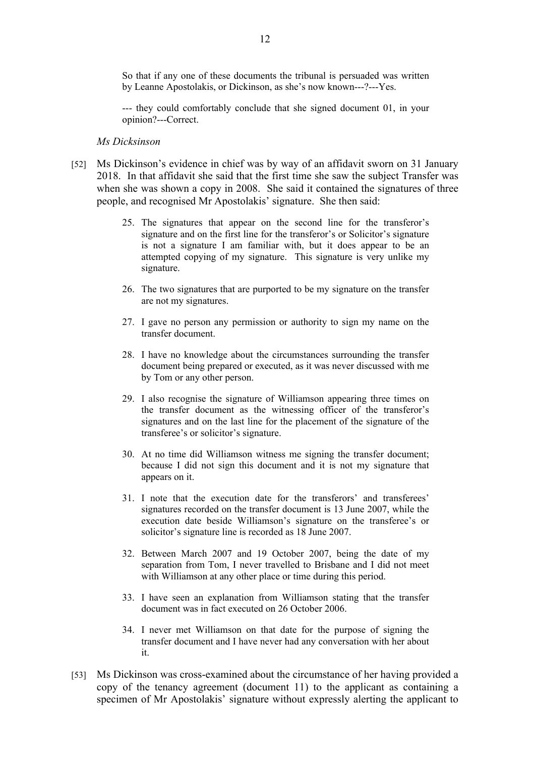So that if any one of these documents the tribunal is persuaded was written by Leanne Apostolakis, or Dickinson, as she's now known---?---Yes.

--- they could comfortably conclude that she signed document 01, in your opinion?---Correct.

*Ms Dicksinson*

[52] Ms Dickinson's evidence in chief was by way of an affidavit sworn on 31 January 2018. In that affidavit she said that the first time she saw the subject Transfer was when she was shown a copy in 2008. She said it contained the signatures of three people, and recognised Mr Apostolakis' signature. She then said:

> 25. The signatures that appear on the second line for the transferor's signature and on the first line for the transferor's or Solicitor's signature is not a signature I am familiar with, but it does appear to be an attempted copying of my signature. This signature is very unlike my signature.
>
> 26. The two signatures that are purported to be my signature on the transfer are not my signatures.
>
> 27. I gave no person any permission or authority to sign my name on the transfer document.
>
> 28. I have no knowledge about the circumstances surrounding the transfer document being prepared or executed, as it was never discussed with me by Tom or any other person.
>
> 29. I also recognise the signature of Williamson appearing three times on the transfer document as the witnessing officer of the transferor's signatures and on the last line for the placement of the signature of the transferee's or solicitor's signature.
>
> 30. At no time did Williamson witness me signing the transfer document; because I did not sign this document and it is not my signature that appears on it.
>
> 31. I note that the execution date for the transferors' and transferees' signatures recorded on the transfer document is 13 June 2007, while the execution date beside Williamson's signature on the transferee's or solicitor's signature line is recorded as 18 June 2007.
>
> 32. Between March 2007 and 19 October 2007, being the date of my separation from Tom, I never travelled to Brisbane and I did not meet with Williamson at any other place or time during this period.
>
> 33. I have seen an explanation from Williamson stating that the transfer document was in fact executed on 26 October 2006.
>
> 34. I never met Williamson on that date for the purpose of signing the transfer document and I have never had any conversation with her about it.

[53] Ms Dickinson was cross-examined about the circumstance of her having provided a copy of the tenancy agreement (document 11) to the applicant as containing a specimen of Mr Apostolakis' signature without expressly alerting the applicant to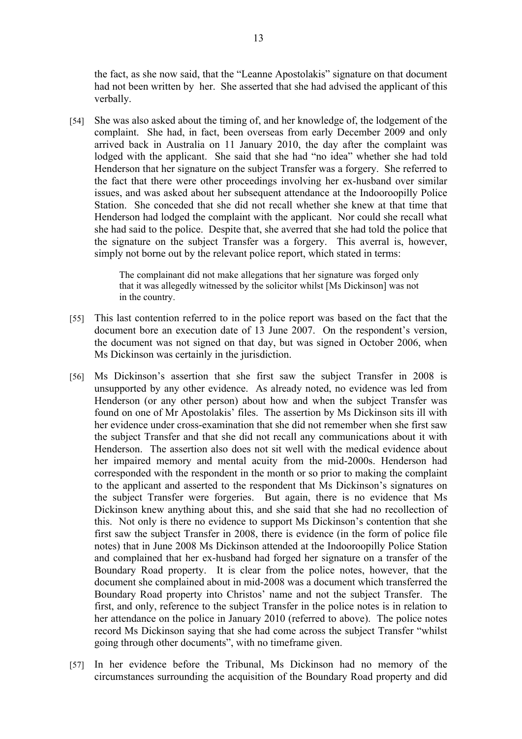the fact, as she now said, that the "Leanne Apostolakis" signature on that document had not been written by her. She asserted that she had advised the applicant of this verbally.

[54] She was also asked about the timing of, and her knowledge of, the lodgement of the complaint. She had, in fact, been overseas from early December 2009 and only arrived back in Australia on 11 January 2010, the day after the complaint was lodged with the applicant. She said that she had "no idea" whether she had told Henderson that her signature on the subject Transfer was a forgery. She referred to the fact that there were other proceedings involving her ex-husband over similar issues, and was asked about her subsequent attendance at the Indooroopilly Police Station. She conceded that she did not recall whether she knew at that time that Henderson had lodged the complaint with the applicant. Nor could she recall what she had said to the police. Despite that, she averred that she had told the police that the signature on the subject Transfer was a forgery. This averral is, however, simply not borne out by the relevant police report, which stated in terms:

> The complainant did not make allegations that her signature was forged only that it was allegedly witnessed by the solicitor whilst [Ms Dickinson] was not in the country.

[55] This last contention referred to in the police report was based on the fact that the document bore an execution date of 13 June 2007. On the respondent's version, the document was not signed on that day, but was signed in October 2006, when Ms Dickinson was certainly in the jurisdiction.

[56] Ms Dickinson's assertion that she first saw the subject Transfer in 2008 is unsupported by any other evidence. As already noted, no evidence was led from Henderson (or any other person) about how and when the subject Transfer was found on one of Mr Apostolakis' files. The assertion by Ms Dickinson sits ill with her evidence under cross-examination that she did not remember when she first saw the subject Transfer and that she did not recall any communications about it with Henderson. The assertion also does not sit well with the medical evidence about her impaired memory and mental acuity from the mid-2000s. Henderson had corresponded with the respondent in the month or so prior to making the complaint to the applicant and asserted to the respondent that Ms Dickinson's signatures on the subject Transfer were forgeries. But again, there is no evidence that Ms Dickinson knew anything about this, and she said that she had no recollection of this. Not only is there no evidence to support Ms Dickinson's contention that she first saw the subject Transfer in 2008, there is evidence (in the form of police file notes) that in June 2008 Ms Dickinson attended at the Indooroopilly Police Station and complained that her ex-husband had forged her signature on a transfer of the Boundary Road property. It is clear from the police notes, however, that the document she complained about in mid-2008 was a document which transferred the Boundary Road property into Christos' name and not the subject Transfer. The first, and only, reference to the subject Transfer in the police notes is in relation to her attendance on the police in January 2010 (referred to above). The police notes record Ms Dickinson saying that she had come across the subject Transfer "whilst going through other documents", with no timeframe given.

[57] In her evidence before the Tribunal, Ms Dickinson had no memory of the circumstances surrounding the acquisition of the Boundary Road property and did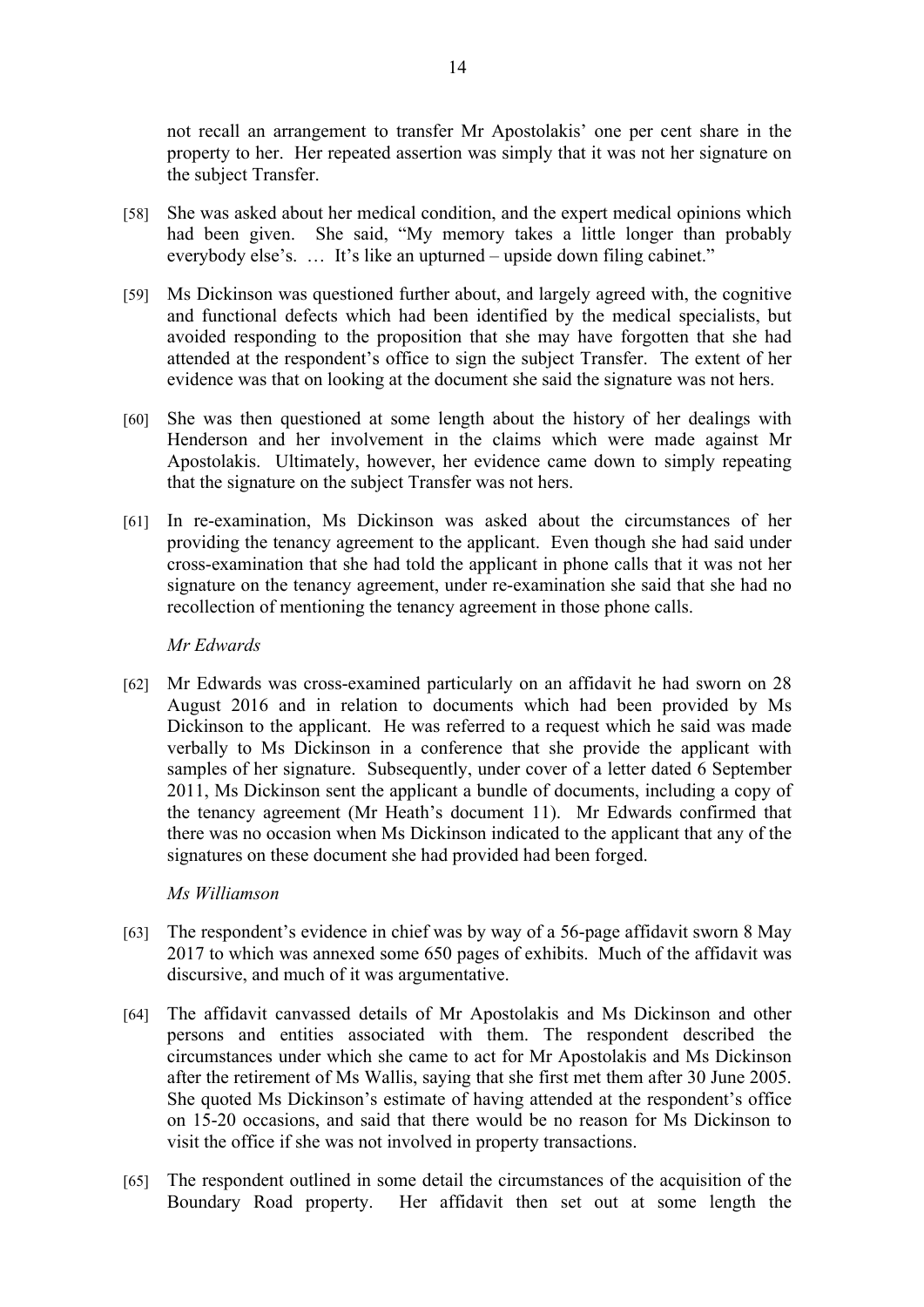not recall an arrangement to transfer Mr Apostolakis' one per cent share in the property to her. Her repeated assertion was simply that it was not her signature on the subject Transfer.

[58] She was asked about her medical condition, and the expert medical opinions which had been given. She said, "My memory takes a little longer than probably everybody else's. … It's like an upturned – upside down filing cabinet."

[59] Ms Dickinson was questioned further about, and largely agreed with, the cognitive and functional defects which had been identified by the medical specialists, but avoided responding to the proposition that she may have forgotten that she had attended at the respondent's office to sign the subject Transfer. The extent of her evidence was that on looking at the document she said the signature was not hers.

[60] She was then questioned at some length about the history of her dealings with Henderson and her involvement in the claims which were made against Mr Apostolakis. Ultimately, however, her evidence came down to simply repeating that the signature on the subject Transfer was not hers.

[61] In re-examination, Ms Dickinson was asked about the circumstances of her providing the tenancy agreement to the applicant. Even though she had said under cross-examination that she had told the applicant in phone calls that it was not her signature on the tenancy agreement, under re-examination she said that she had no recollection of mentioning the tenancy agreement in those phone calls.

*Mr Edwards*

[62] Mr Edwards was cross-examined particularly on an affidavit he had sworn on 28 August 2016 and in relation to documents which had been provided by Ms Dickinson to the applicant. He was referred to a request which he said was made verbally to Ms Dickinson in a conference that she provide the applicant with samples of her signature. Subsequently, under cover of a letter dated 6 September 2011, Ms Dickinson sent the applicant a bundle of documents, including a copy of the tenancy agreement (Mr Heath's document 11). Mr Edwards confirmed that there was no occasion when Ms Dickinson indicated to the applicant that any of the signatures on these document she had provided had been forged.

*Ms Williamson*

[63] The respondent's evidence in chief was by way of a 56-page affidavit sworn 8 May 2017 to which was annexed some 650 pages of exhibits. Much of the affidavit was discursive, and much of it was argumentative.

[64] The affidavit canvassed details of Mr Apostolakis and Ms Dickinson and other persons and entities associated with them. The respondent described the circumstances under which she came to act for Mr Apostolakis and Ms Dickinson after the retirement of Ms Wallis, saying that she first met them after 30 June 2005. She quoted Ms Dickinson's estimate of having attended at the respondent's office on 15-20 occasions, and said that there would be no reason for Ms Dickinson to visit the office if she was not involved in property transactions.

[65] The respondent outlined in some detail the circumstances of the acquisition of the Boundary Road property. Her affidavit then set out at some length the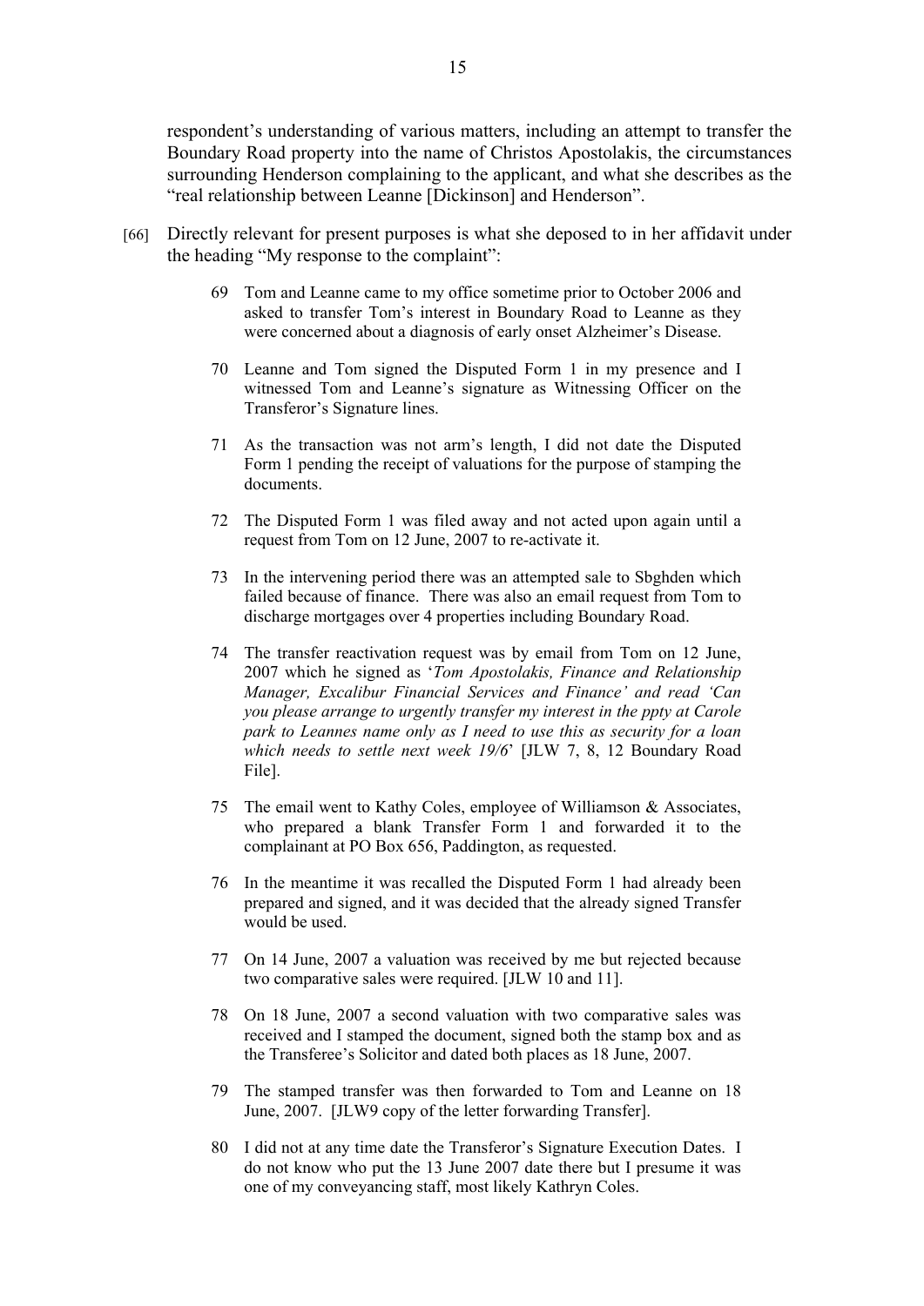respondent's understanding of various matters, including an attempt to transfer the Boundary Road property into the name of Christos Apostolakis, the circumstances surrounding Henderson complaining to the applicant, and what she describes as the "real relationship between Leanne [Dickinson] and Henderson".

[66] Directly relevant for present purposes is what she deposed to in her affidavit under the heading "My response to the complaint":

> 69 Tom and Leanne came to my office sometime prior to October 2006 and asked to transfer Tom's interest in Boundary Road to Leanne as they were concerned about a diagnosis of early onset Alzheimer's Disease.
>
> 70 Leanne and Tom signed the Disputed Form 1 in my presence and I witnessed Tom and Leanne's signature as Witnessing Officer on the Transferor's Signature lines.
>
> 71 As the transaction was not arm's length, I did not date the Disputed Form 1 pending the receipt of valuations for the purpose of stamping the documents.
>
> 72 The Disputed Form 1 was filed away and not acted upon again until a request from Tom on 12 June, 2007 to re-activate it.
>
> 73 In the intervening period there was an attempted sale to Sbghden which failed because of finance. There was also an email request from Tom to discharge mortgages over 4 properties including Boundary Road.
>
> 74 The transfer reactivation request was by email from Tom on 12 June, 2007 which he signed as '*Tom Apostolakis, Finance and Relationship Manager, Excalibur Financial Services and Finance*' and read '*Can you please arrange to urgently transfer my interest in the ppty at Carole park to Leannes name only as I need to use this as security for a loan which needs to settle next week 19/6*' [JLW 7, 8, 12 Boundary Road File].
>
> 75 The email went to Kathy Coles, employee of Williamson & Associates, who prepared a blank Transfer Form 1 and forwarded it to the complainant at PO Box 656, Paddington, as requested.
>
> 76 In the meantime it was recalled the Disputed Form 1 had already been prepared and signed, and it was decided that the already signed Transfer would be used.
>
> 77 On 14 June, 2007 a valuation was received by me but rejected because two comparative sales were required. [JLW 10 and 11].
>
> 78 On 18 June, 2007 a second valuation with two comparative sales was received and I stamped the document, signed both the stamp box and as the Transferee's Solicitor and dated both places as 18 June, 2007.
>
> 79 The stamped transfer was then forwarded to Tom and Leanne on 18 June, 2007. [JLW9 copy of the letter forwarding Transfer].
>
> 80 I did not at any time date the Transferor's Signature Execution Dates. I do not know who put the 13 June 2007 date there but I presume it was one of my conveyancing staff, most likely Kathryn Coles.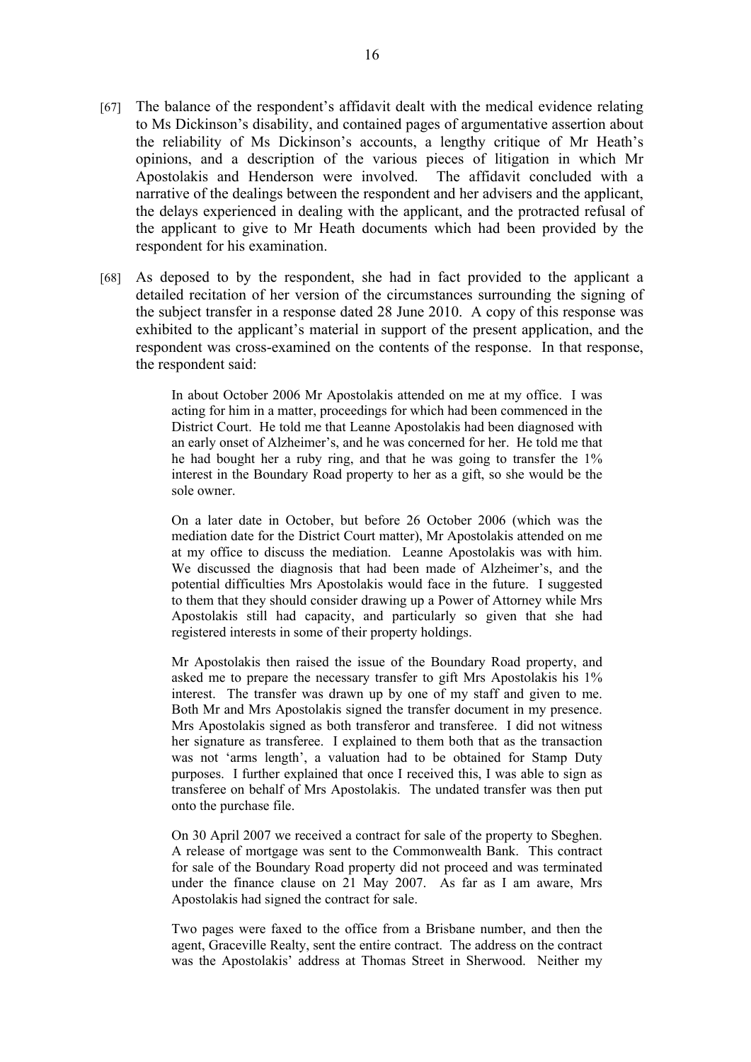[67] The balance of the respondent's affidavit dealt with the medical evidence relating to Ms Dickinson's disability, and contained pages of argumentative assertion about the reliability of Ms Dickinson's accounts, a lengthy critique of Mr Heath's opinions, and a description of the various pieces of litigation in which Mr Apostolakis and Henderson were involved. The affidavit concluded with a narrative of the dealings between the respondent and her advisers and the applicant, the delays experienced in dealing with the applicant, and the protracted refusal of the applicant to give to Mr Heath documents which had been provided by the respondent for his examination.

[68] As deposed to by the respondent, she had in fact provided to the applicant a detailed recitation of her version of the circumstances surrounding the signing of the subject transfer in a response dated 28 June 2010. A copy of this response was exhibited to the applicant's material in support of the present application, and the respondent was cross-examined on the contents of the response. In that response, the respondent said:

> In about October 2006 Mr Apostolakis attended on me at my office. I was acting for him in a matter, proceedings for which had been commenced in the District Court. He told me that Leanne Apostolakis had been diagnosed with an early onset of Alzheimer's, and he was concerned for her. He told me that he had bought her a ruby ring, and that he was going to transfer the 1% interest in the Boundary Road property to her as a gift, so she would be the sole owner.
>
> On a later date in October, but before 26 October 2006 (which was the mediation date for the District Court matter), Mr Apostolakis attended on me at my office to discuss the mediation. Leanne Apostolakis was with him. We discussed the diagnosis that had been made of Alzheimer's, and the potential difficulties Mrs Apostolakis would face in the future. I suggested to them that they should consider drawing up a Power of Attorney while Mrs Apostolakis still had capacity, and particularly so given that she had registered interests in some of their property holdings.
>
> Mr Apostolakis then raised the issue of the Boundary Road property, and asked me to prepare the necessary transfer to gift Mrs Apostolakis his 1% interest. The transfer was drawn up by one of my staff and given to me. Both Mr and Mrs Apostolakis signed the transfer document in my presence. Mrs Apostolakis signed as both transferor and transferee. I did not witness her signature as transferee. I explained to them both that as the transaction was not 'arms length', a valuation had to be obtained for Stamp Duty purposes. I further explained that once I received this, I was able to sign as transferee on behalf of Mrs Apostolakis. The undated transfer was then put onto the purchase file.
>
> On 30 April 2007 we received a contract for sale of the property to Sbeghen. A release of mortgage was sent to the Commonwealth Bank. This contract for sale of the Boundary Road property did not proceed and was terminated under the finance clause on 21 May 2007. As far as I am aware, Mrs Apostolakis had signed the contract for sale.
>
> Two pages were faxed to the office from a Brisbane number, and then the agent, Graceville Realty, sent the entire contract. The address on the contract was the Apostolakis' address at Thomas Street in Sherwood. Neither my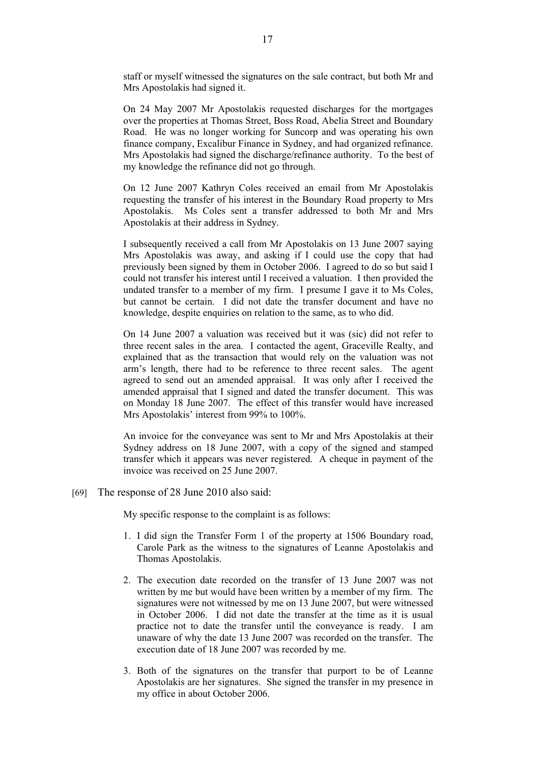staff or myself witnessed the signatures on the sale contract, but both Mr and Mrs Apostolakis had signed it.

On 24 May 2007 Mr Apostolakis requested discharges for the mortgages over the properties at Thomas Street, Boss Road, Abelia Street and Boundary Road. He was no longer working for Suncorp and was operating his own finance company, Excalibur Finance in Sydney, and had organized refinance. Mrs Apostolakis had signed the discharge/refinance authority. To the best of my knowledge the refinance did not go through.

On 12 June 2007 Kathryn Coles received an email from Mr Apostolakis requesting the transfer of his interest in the Boundary Road property to Mrs Apostolakis. Ms Coles sent a transfer addressed to both Mr and Mrs Apostolakis at their address in Sydney.

I subsequently received a call from Mr Apostolakis on 13 June 2007 saying Mrs Apostolakis was away, and asking if I could use the copy that had previously been signed by them in October 2006. I agreed to do so but said I could not transfer his interest until I received a valuation. I then provided the undated transfer to a member of my firm. I presume I gave it to Ms Coles, but cannot be certain. I did not date the transfer document and have no knowledge, despite enquiries on relation to the same, as to who did.

On 14 June 2007 a valuation was received but it was (sic) did not refer to three recent sales in the area. I contacted the agent, Graceville Realty, and explained that as the transaction that would rely on the valuation was not arm's length, there had to be reference to three recent sales. The agent agreed to send out an amended appraisal. It was only after I received the amended appraisal that I signed and dated the transfer document. This was on Monday 18 June 2007. The effect of this transfer would have increased Mrs Apostolakis' interest from 99% to 100%.

An invoice for the conveyance was sent to Mr and Mrs Apostolakis at their Sydney address on 18 June 2007, with a copy of the signed and stamped transfer which it appears was never registered. A cheque in payment of the invoice was received on 25 June 2007.

[69] The response of 28 June 2010 also said:

My specific response to the complaint is as follows:

1. I did sign the Transfer Form 1 of the property at 1506 Boundary road, Carole Park as the witness to the signatures of Leanne Apostolakis and Thomas Apostolakis.
2. The execution date recorded on the transfer of 13 June 2007 was not written by me but would have been written by a member of my firm. The signatures were not witnessed by me on 13 June 2007, but were witnessed in October 2006. I did not date the transfer at the time as it is usual practice not to date the transfer until the conveyance is ready. I am unaware of why the date 13 June 2007 was recorded on the transfer. The execution date of 18 June 2007 was recorded by me.
3. Both of the signatures on the transfer that purport to be of Leanne Apostolakis are her signatures. She signed the transfer in my presence in my office in about October 2006.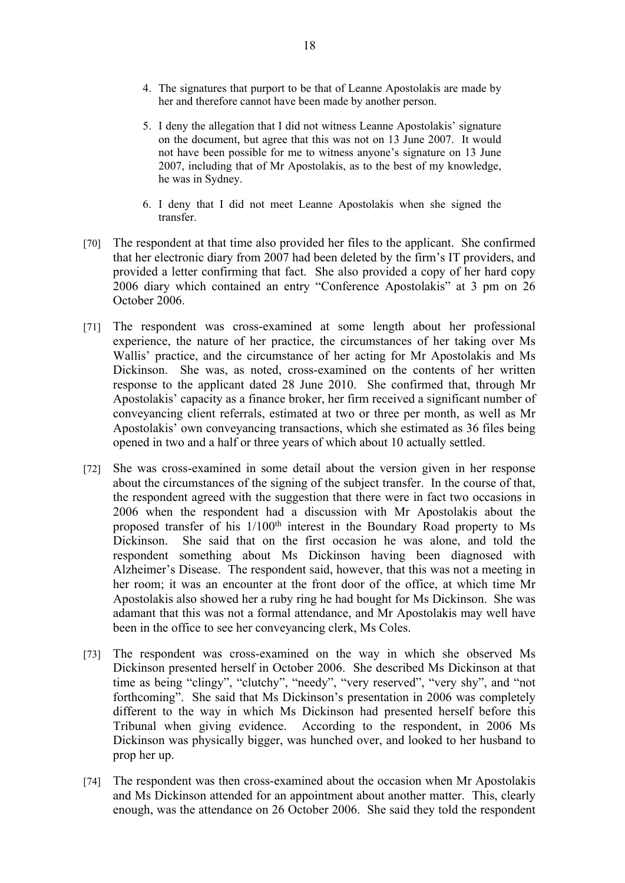4. The signatures that purport to be that of Leanne Apostolakis are made by her and therefore cannot have been made by another person.

5. I deny the allegation that I did not witness Leanne Apostolakis' signature on the document, but agree that this was not on 13 June 2007. It would not have been possible for me to witness anyone's signature on 13 June 2007, including that of Mr Apostolakis, as to the best of my knowledge, he was in Sydney.

6. I deny that I did not meet Leanne Apostolakis when she signed the transfer.

[70] The respondent at that time also provided her files to the applicant. She confirmed that her electronic diary from 2007 had been deleted by the firm's IT providers, and provided a letter confirming that fact. She also provided a copy of her hard copy 2006 diary which contained an entry "Conference Apostolakis" at 3 pm on 26 October 2006.

[71] The respondent was cross-examined at some length about her professional experience, the nature of her practice, the circumstances of her taking over Ms Wallis' practice, and the circumstance of her acting for Mr Apostolakis and Ms Dickinson. She was, as noted, cross-examined on the contents of her written response to the applicant dated 28 June 2010. She confirmed that, through Mr Apostolakis' capacity as a finance broker, her firm received a significant number of conveyancing client referrals, estimated at two or three per month, as well as Mr Apostolakis' own conveyancing transactions, which she estimated as 36 files being opened in two and a half or three years of which about 10 actually settled.

[72] She was cross-examined in some detail about the version given in her response about the circumstances of the signing of the subject transfer. In the course of that, the respondent agreed with the suggestion that there were in fact two occasions in 2006 when the respondent had a discussion with Mr Apostolakis about the proposed transfer of his 1/100th interest in the Boundary Road property to Ms Dickinson. She said that on the first occasion he was alone, and told the respondent something about Ms Dickinson having been diagnosed with Alzheimer's Disease. The respondent said, however, that this was not a meeting in her room; it was an encounter at the front door of the office, at which time Mr Apostolakis also showed her a ruby ring he had bought for Ms Dickinson. She was adamant that this was not a formal attendance, and Mr Apostolakis may well have been in the office to see her conveyancing clerk, Ms Coles.

[73] The respondent was cross-examined on the way in which she observed Ms Dickinson presented herself in October 2006. She described Ms Dickinson at that time as being "clingy", "clutchy", "needy", "very reserved", "very shy", and "not forthcoming". She said that Ms Dickinson's presentation in 2006 was completely different to the way in which Ms Dickinson had presented herself before this Tribunal when giving evidence. According to the respondent, in 2006 Ms Dickinson was physically bigger, was hunched over, and looked to her husband to prop her up.

[74] The respondent was then cross-examined about the occasion when Mr Apostolakis and Ms Dickinson attended for an appointment about another matter. This, clearly enough, was the attendance on 26 October 2006. She said they told the respondent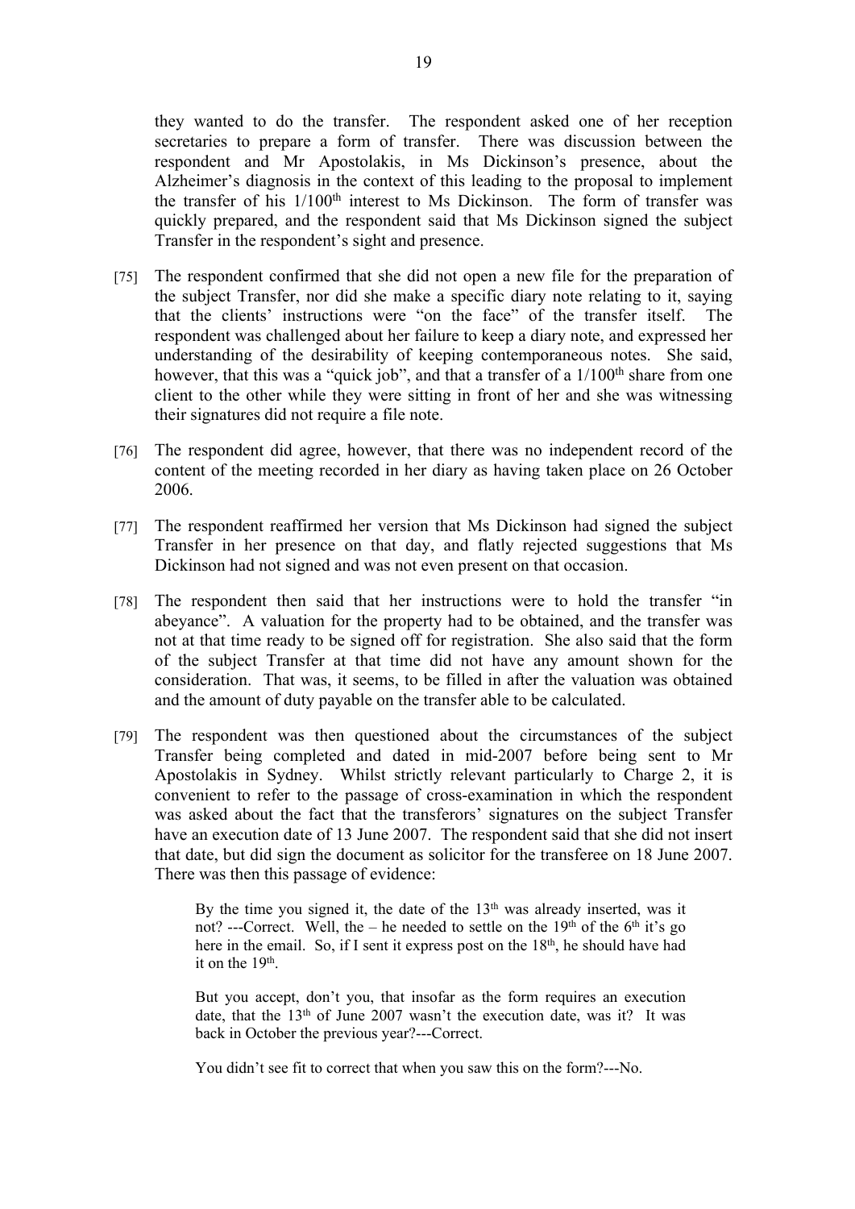they wanted to do the transfer. The respondent asked one of her reception secretaries to prepare a form of transfer. There was discussion between the respondent and Mr Apostolakis, in Ms Dickinson's presence, about the Alzheimer's diagnosis in the context of this leading to the proposal to implement the transfer of his 1/100th interest to Ms Dickinson. The form of transfer was quickly prepared, and the respondent said that Ms Dickinson signed the subject Transfer in the respondent's sight and presence.

[75] The respondent confirmed that she did not open a new file for the preparation of the subject Transfer, nor did she make a specific diary note relating to it, saying that the clients' instructions were "on the face" of the transfer itself. The respondent was challenged about her failure to keep a diary note, and expressed her understanding of the desirability of keeping contemporaneous notes. She said, however, that this was a "quick job", and that a transfer of a 1/100th share from one client to the other while they were sitting in front of her and she was witnessing their signatures did not require a file note.

[76] The respondent did agree, however, that there was no independent record of the content of the meeting recorded in her diary as having taken place on 26 October 2006.

[77] The respondent reaffirmed her version that Ms Dickinson had signed the subject Transfer in her presence on that day, and flatly rejected suggestions that Ms Dickinson had not signed and was not even present on that occasion.

[78] The respondent then said that her instructions were to hold the transfer "in abeyance". A valuation for the property had to be obtained, and the transfer was not at that time ready to be signed off for registration. She also said that the form of the subject Transfer at that time did not have any amount shown for the consideration. That was, it seems, to be filled in after the valuation was obtained and the amount of duty payable on the transfer able to be calculated.

[79] The respondent was then questioned about the circumstances of the subject Transfer being completed and dated in mid-2007 before being sent to Mr Apostolakis in Sydney. Whilst strictly relevant particularly to Charge 2, it is convenient to refer to the passage of cross-examination in which the respondent was asked about the fact that the transferors' signatures on the subject Transfer have an execution date of 13 June 2007. The respondent said that she did not insert that date, but did sign the document as solicitor for the transferee on 18 June 2007. There was then this passage of evidence:

> By the time you signed it, the date of the 13th was already inserted, was it not? ---Correct. Well, the – he needed to settle on the 19th of the 6th it's go here in the email. So, if I sent it express post on the 18th, he should have had it on the 19th.
>
> But you accept, don't you, that insofar as the form requires an execution date, that the 13th of June 2007 wasn't the execution date, was it? It was back in October the previous year?---Correct.
>
> You didn't see fit to correct that when you saw this on the form?---No.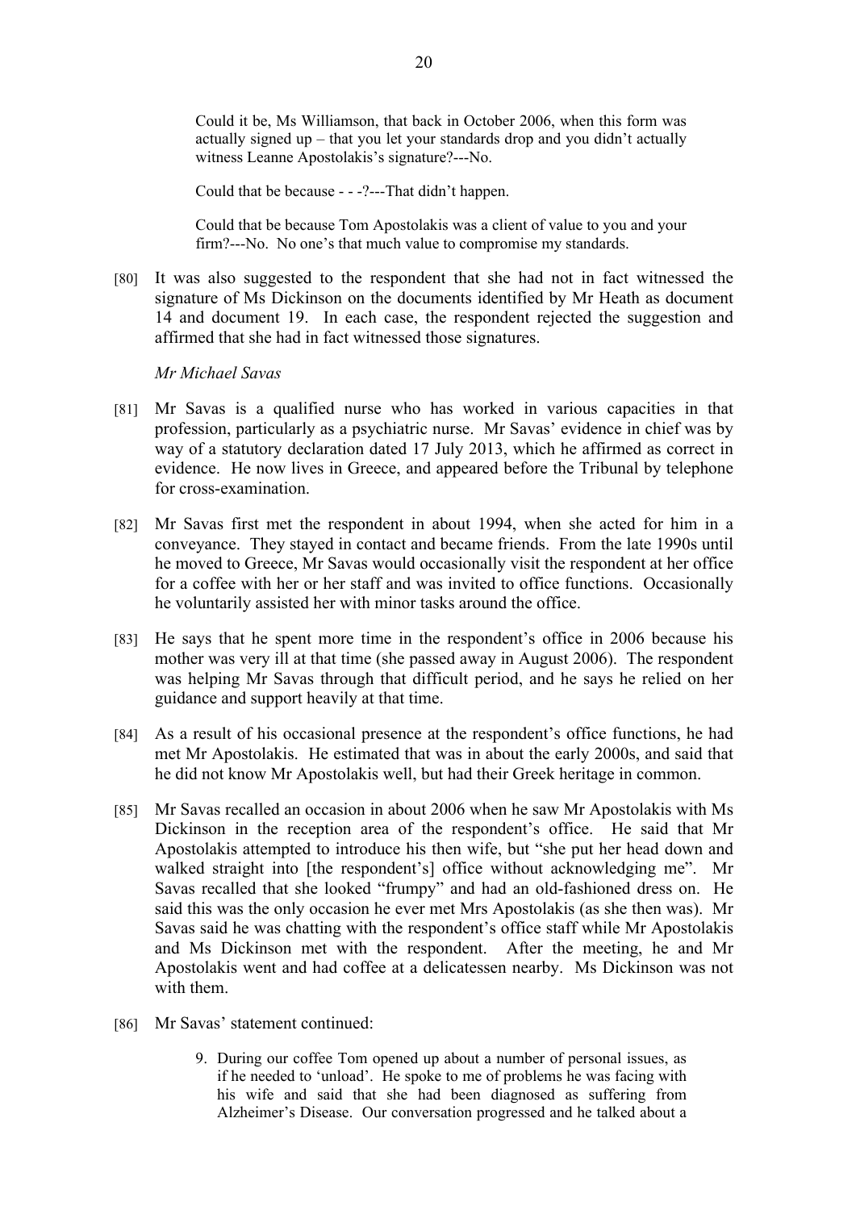> Could it be, Ms Williamson, that back in October 2006, when this form was actually signed up – that you let your standards drop and you didn't actually witness Leanne Apostolakis's signature?---No.
>
> Could that be because - - -?---That didn't happen.
>
> Could that be because Tom Apostolakis was a client of value to you and your firm?---No. No one's that much value to compromise my standards.

[80] It was also suggested to the respondent that she had not in fact witnessed the signature of Ms Dickinson on the documents identified by Mr Heath as document 14 and document 19. In each case, the respondent rejected the suggestion and affirmed that she had in fact witnessed those signatures.

*Mr Michael Savas*

[81] Mr Savas is a qualified nurse who has worked in various capacities in that profession, particularly as a psychiatric nurse. Mr Savas' evidence in chief was by way of a statutory declaration dated 17 July 2013, which he affirmed as correct in evidence. He now lives in Greece, and appeared before the Tribunal by telephone for cross-examination.

[82] Mr Savas first met the respondent in about 1994, when she acted for him in a conveyance. They stayed in contact and became friends. From the late 1990s until he moved to Greece, Mr Savas would occasionally visit the respondent at her office for a coffee with her or her staff and was invited to office functions. Occasionally he voluntarily assisted her with minor tasks around the office.

[83] He says that he spent more time in the respondent's office in 2006 because his mother was very ill at that time (she passed away in August 2006). The respondent was helping Mr Savas through that difficult period, and he says he relied on her guidance and support heavily at that time.

[84] As a result of his occasional presence at the respondent's office functions, he had met Mr Apostolakis. He estimated that was in about the early 2000s, and said that he did not know Mr Apostolakis well, but had their Greek heritage in common.

[85] Mr Savas recalled an occasion in about 2006 when he saw Mr Apostolakis with Ms Dickinson in the reception area of the respondent's office. He said that Mr Apostolakis attempted to introduce his then wife, but "she put her head down and walked straight into [the respondent's] office without acknowledging me". Mr Savas recalled that she looked "frumpy" and had an old-fashioned dress on. He said this was the only occasion he ever met Mrs Apostolakis (as she then was). Mr Savas said he was chatting with the respondent's office staff while Mr Apostolakis and Ms Dickinson met with the respondent. After the meeting, he and Mr Apostolakis went and had coffee at a delicatessen nearby. Ms Dickinson was not with them.

[86] Mr Savas' statement continued:

> 9. During our coffee Tom opened up about a number of personal issues, as if he needed to 'unload'. He spoke to me of problems he was facing with his wife and said that she had been diagnosed as suffering from Alzheimer's Disease. Our conversation progressed and he talked about a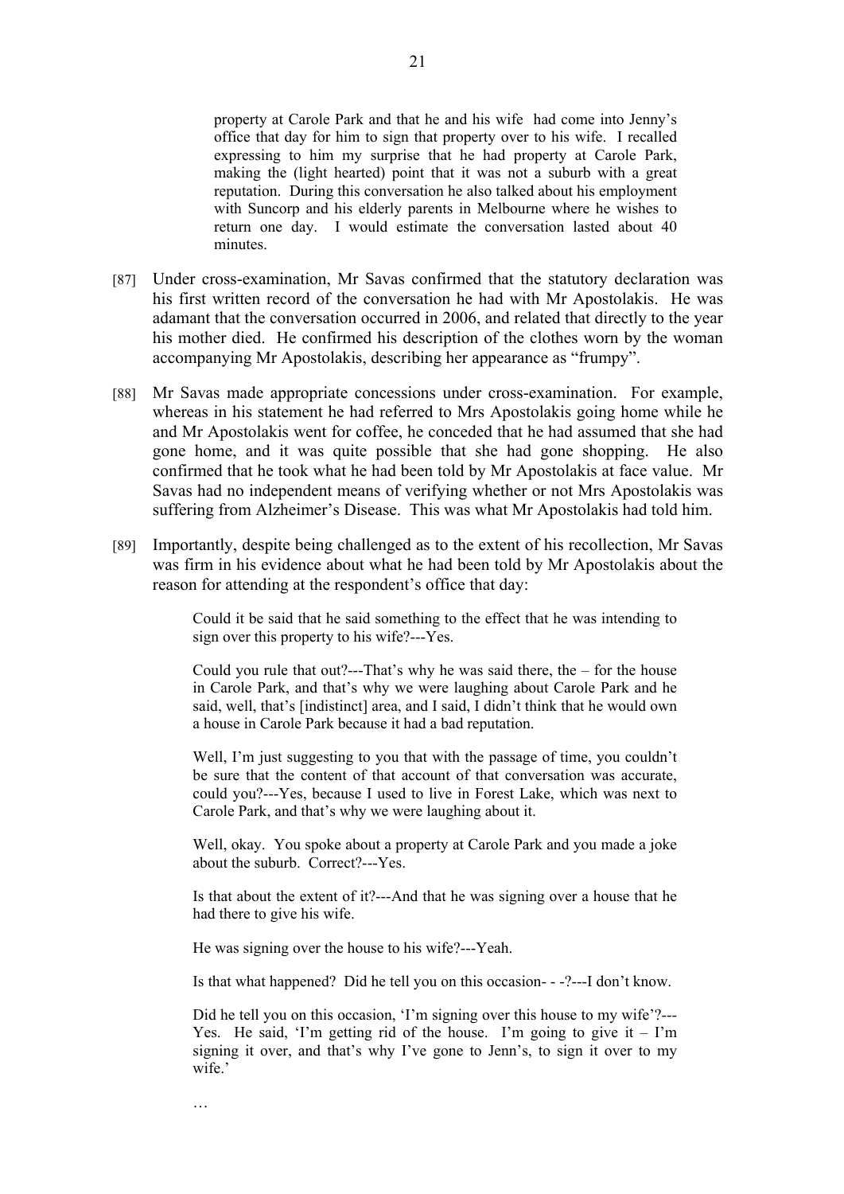> property at Carole Park and that he and his wife had come into Jenny's office that day for him to sign that property over to his wife. I recalled expressing to him my surprise that he had property at Carole Park, making the (light hearted) point that it was not a suburb with a great reputation. During this conversation he also talked about his employment with Suncorp and his elderly parents in Melbourne where he wishes to return one day. I would estimate the conversation lasted about 40 minutes.

[87] Under cross-examination, Mr Savas confirmed that the statutory declaration was his first written record of the conversation he had with Mr Apostolakis. He was adamant that the conversation occurred in 2006, and related that directly to the year his mother died. He confirmed his description of the clothes worn by the woman accompanying Mr Apostolakis, describing her appearance as "frumpy".

[88] Mr Savas made appropriate concessions under cross-examination. For example, whereas in his statement he had referred to Mrs Apostolakis going home while he and Mr Apostolakis went for coffee, he conceded that he had assumed that she had gone home, and it was quite possible that she had gone shopping. He also confirmed that he took what he had been told by Mr Apostolakis at face value. Mr Savas had no independent means of verifying whether or not Mrs Apostolakis was suffering from Alzheimer's Disease. This was what Mr Apostolakis had told him.

[89] Importantly, despite being challenged as to the extent of his recollection, Mr Savas was firm in his evidence about what he had been told by Mr Apostolakis about the reason for attending at the respondent's office that day:

> Could it be said that he said something to the effect that he was intending to sign over this property to his wife?---Yes.
>
> Could you rule that out?---That's why he was said there, the – for the house in Carole Park, and that's why we were laughing about Carole Park and he said, well, that's [indistinct] area, and I said, I didn't think that he would own a house in Carole Park because it had a bad reputation.
>
> Well, I'm just suggesting to you that with the passage of time, you couldn't be sure that the content of that account of that conversation was accurate, could you?---Yes, because I used to live in Forest Lake, which was next to Carole Park, and that's why we were laughing about it.
>
> Well, okay. You spoke about a property at Carole Park and you made a joke about the suburb. Correct?---Yes.
>
> Is that about the extent of it?---And that he was signing over a house that he had there to give his wife.
>
> He was signing over the house to his wife?---Yeah.
>
> Is that what happened? Did he tell you on this occasion- - -?---I don't know.
>
> Did he tell you on this occasion, 'I'm signing over this house to my wife'?---Yes. He said, 'I'm getting rid of the house. I'm going to give it – I'm signing it over, and that's why I've gone to Jenn's, to sign it over to my wife.'
>
> …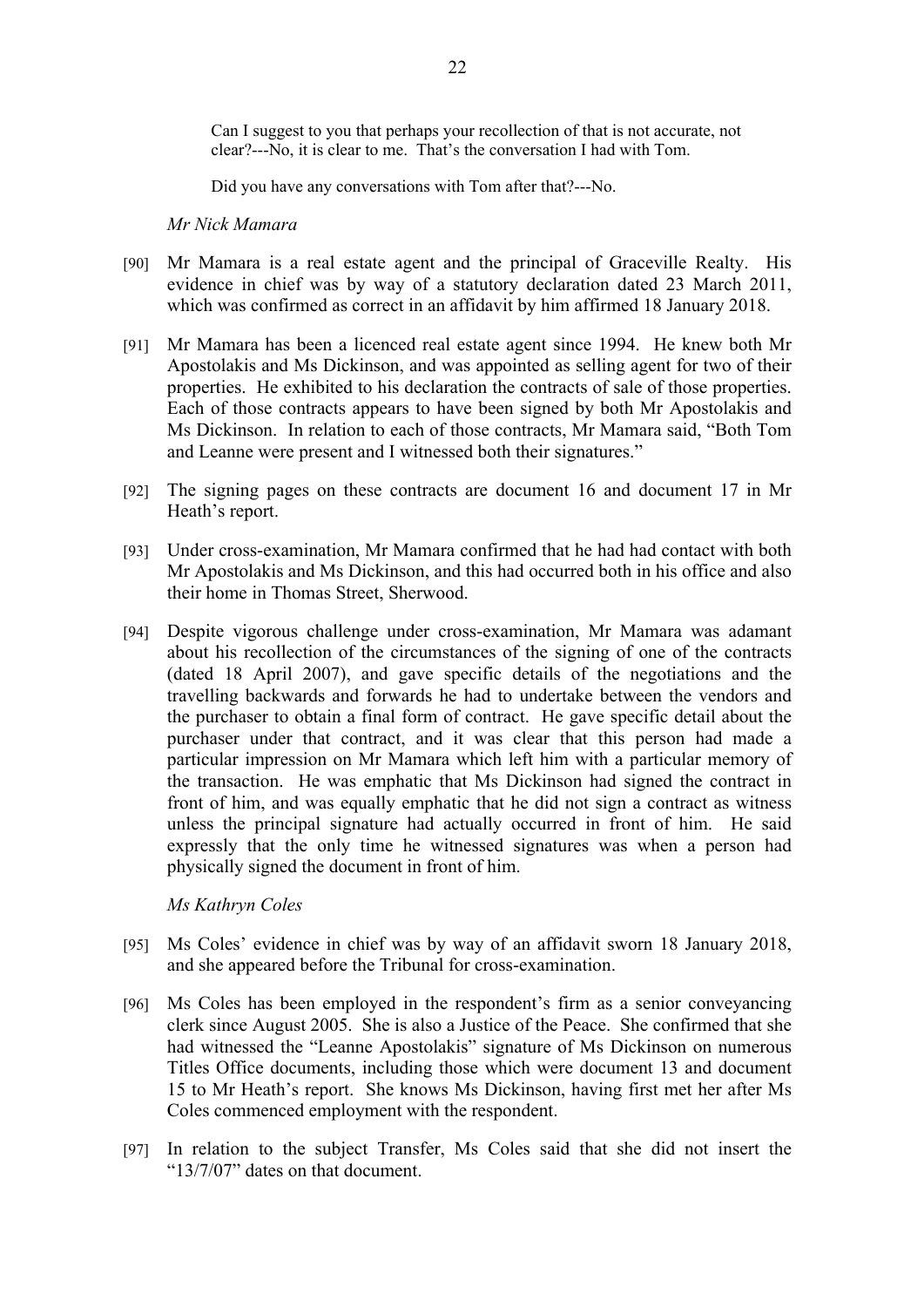> Can I suggest to you that perhaps your recollection of that is not accurate, not clear?---No, it is clear to me. That's the conversation I had with Tom.
>
> Did you have any conversations with Tom after that?---No.

*Mr Nick Mamara*

[90] Mr Mamara is a real estate agent and the principal of Graceville Realty. His evidence in chief was by way of a statutory declaration dated 23 March 2011, which was confirmed as correct in an affidavit by him affirmed 18 January 2018.

[91] Mr Mamara has been a licenced real estate agent since 1994. He knew both Mr Apostolakis and Ms Dickinson, and was appointed as selling agent for two of their properties. He exhibited to his declaration the contracts of sale of those properties. Each of those contracts appears to have been signed by both Mr Apostolakis and Ms Dickinson. In relation to each of those contracts, Mr Mamara said, "Both Tom and Leanne were present and I witnessed both their signatures."

[92] The signing pages on these contracts are document 16 and document 17 in Mr Heath's report.

[93] Under cross-examination, Mr Mamara confirmed that he had had contact with both Mr Apostolakis and Ms Dickinson, and this had occurred both in his office and also their home in Thomas Street, Sherwood.

[94] Despite vigorous challenge under cross-examination, Mr Mamara was adamant about his recollection of the circumstances of the signing of one of the contracts (dated 18 April 2007), and gave specific details of the negotiations and the travelling backwards and forwards he had to undertake between the vendors and the purchaser to obtain a final form of contract. He gave specific detail about the purchaser under that contract, and it was clear that this person had made a particular impression on Mr Mamara which left him with a particular memory of the transaction. He was emphatic that Ms Dickinson had signed the contract in front of him, and was equally emphatic that he did not sign a contract as witness unless the principal signature had actually occurred in front of him. He said expressly that the only time he witnessed signatures was when a person had physically signed the document in front of him.

*Ms Kathryn Coles*

[95] Ms Coles' evidence in chief was by way of an affidavit sworn 18 January 2018, and she appeared before the Tribunal for cross-examination.

[96] Ms Coles has been employed in the respondent's firm as a senior conveyancing clerk since August 2005. She is also a Justice of the Peace. She confirmed that she had witnessed the "Leanne Apostolakis" signature of Ms Dickinson on numerous Titles Office documents, including those which were document 13 and document 15 to Mr Heath's report. She knows Ms Dickinson, having first met her after Ms Coles commenced employment with the respondent.

[97] In relation to the subject Transfer, Ms Coles said that she did not insert the "13/7/07" dates on that document.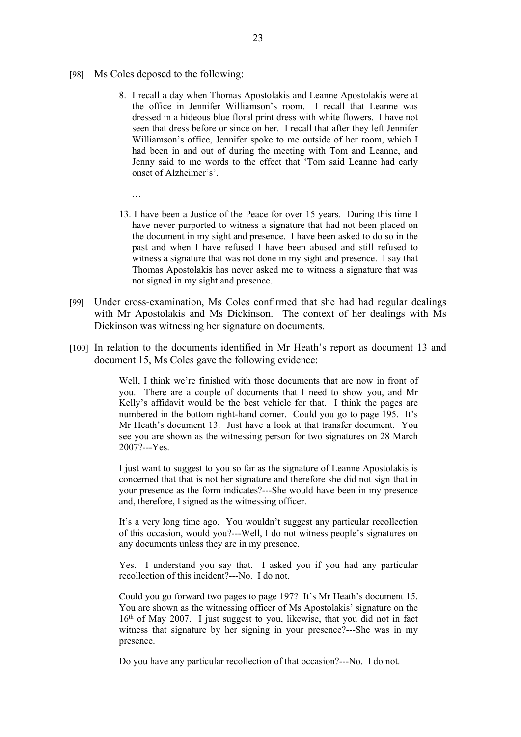[98] Ms Coles deposed to the following:

> 8. I recall a day when Thomas Apostolakis and Leanne Apostolakis were at the office in Jennifer Williamson's room. I recall that Leanne was dressed in a hideous blue floral print dress with white flowers. I have not seen that dress before or since on her. I recall that after they left Jennifer Williamson's office, Jennifer spoke to me outside of her room, which I had been in and out of during the meeting with Tom and Leanne, and Jenny said to me words to the effect that 'Tom said Leanne had early onset of Alzheimer's'.
>
> …
>
> 13. I have been a Justice of the Peace for over 15 years. During this time I have never purported to witness a signature that had not been placed on the document in my sight and presence. I have been asked to do so in the past and when I have refused I have been abused and still refused to witness a signature that was not done in my sight and presence. I say that Thomas Apostolakis has never asked me to witness a signature that was not signed in my sight and presence.

[99] Under cross-examination, Ms Coles confirmed that she had had regular dealings with Mr Apostolakis and Ms Dickinson. The context of her dealings with Ms Dickinson was witnessing her signature on documents.

[100] In relation to the documents identified in Mr Heath's report as document 13 and document 15, Ms Coles gave the following evidence:

> Well, I think we're finished with those documents that are now in front of you. There are a couple of documents that I need to show you, and Mr Kelly's affidavit would be the best vehicle for that. I think the pages are numbered in the bottom right-hand corner. Could you go to page 195. It's Mr Heath's document 13. Just have a look at that transfer document. You see you are shown as the witnessing person for two signatures on 28 March 2007?---Yes.
>
> I just want to suggest to you so far as the signature of Leanne Apostolakis is concerned that that is not her signature and therefore she did not sign that in your presence as the form indicates?---She would have been in my presence and, therefore, I signed as the witnessing officer.
>
> It's a very long time ago. You wouldn't suggest any particular recollection of this occasion, would you?---Well, I do not witness people's signatures on any documents unless they are in my presence.
>
> Yes. I understand you say that. I asked you if you had any particular recollection of this incident?---No. I do not.
>
> Could you go forward two pages to page 197? It's Mr Heath's document 15. You are shown as the witnessing officer of Ms Apostolakis' signature on the 16th of May 2007. I just suggest to you, likewise, that you did not in fact witness that signature by her signing in your presence?---She was in my presence.
>
> Do you have any particular recollection of that occasion?---No. I do not.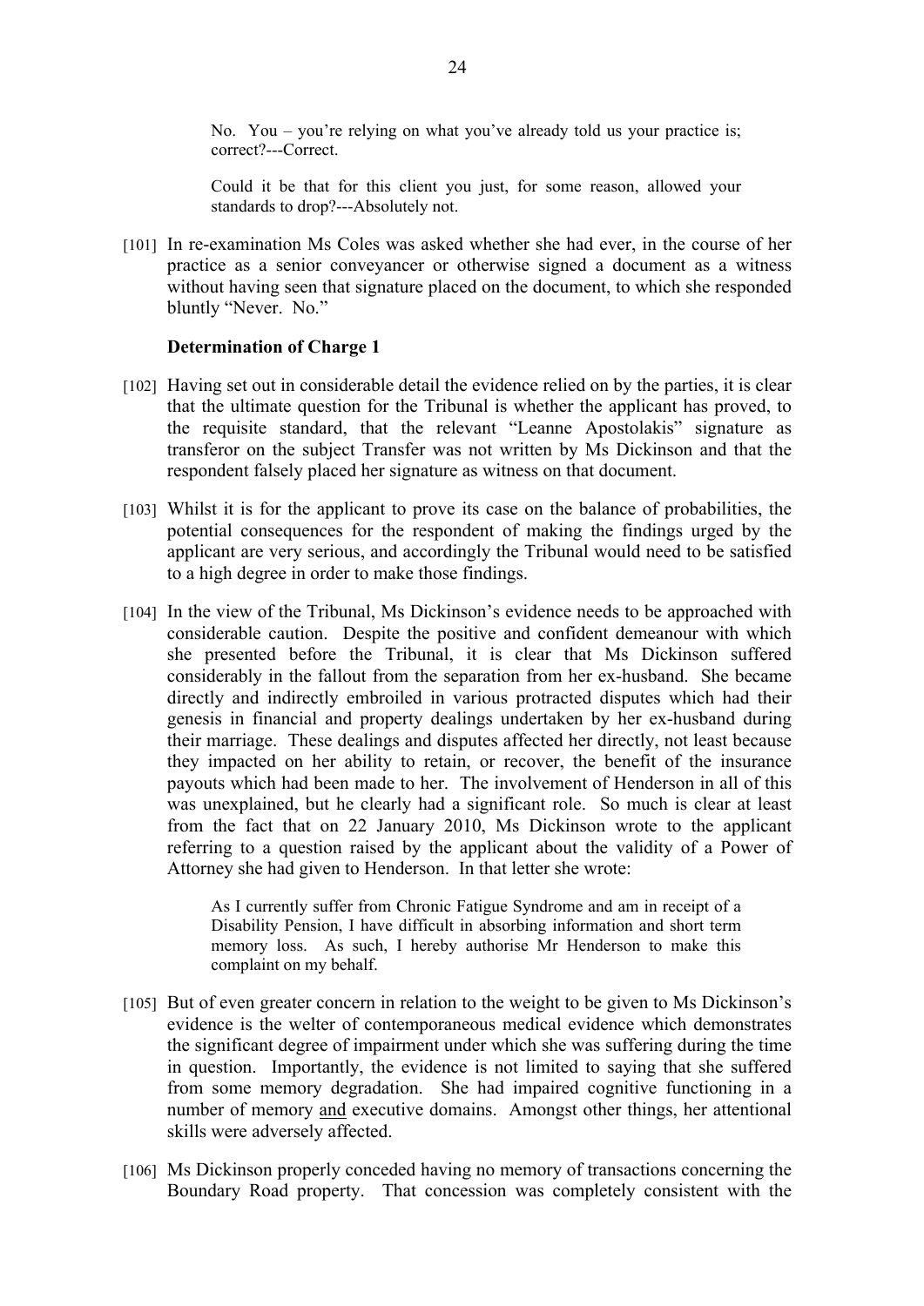> No. You – you're relying on what you've already told us your practice is; correct?---Correct.
>
> Could it be that for this client you just, for some reason, allowed your standards to drop?---Absolutely not.

[101] In re-examination Ms Coles was asked whether she had ever, in the course of her practice as a senior conveyancer or otherwise signed a document as a witness without having seen that signature placed on the document, to which she responded bluntly "Never. No."

**Determination of Charge 1**

[102] Having set out in considerable detail the evidence relied on by the parties, it is clear that the ultimate question for the Tribunal is whether the applicant has proved, to the requisite standard, that the relevant "Leanne Apostolakis" signature as transferor on the subject Transfer was not written by Ms Dickinson and that the respondent falsely placed her signature as witness on that document.

[103] Whilst it is for the applicant to prove its case on the balance of probabilities, the potential consequences for the respondent of making the findings urged by the applicant are very serious, and accordingly the Tribunal would need to be satisfied to a high degree in order to make those findings.

[104] In the view of the Tribunal, Ms Dickinson's evidence needs to be approached with considerable caution. Despite the positive and confident demeanour with which she presented before the Tribunal, it is clear that Ms Dickinson suffered considerably in the fallout from the separation from her ex-husband. She became directly and indirectly embroiled in various protracted disputes which had their genesis in financial and property dealings undertaken by her ex-husband during their marriage. These dealings and disputes affected her directly, not least because they impacted on her ability to retain, or recover, the benefit of the insurance payouts which had been made to her. The involvement of Henderson in all of this was unexplained, but he clearly had a significant role. So much is clear at least from the fact that on 22 January 2010, Ms Dickinson wrote to the applicant referring to a question raised by the applicant about the validity of a Power of Attorney she had given to Henderson. In that letter she wrote:

> As I currently suffer from Chronic Fatigue Syndrome and am in receipt of a Disability Pension, I have difficult in absorbing information and short term memory loss. As such, I hereby authorise Mr Henderson to make this complaint on my behalf.

[105] But of even greater concern in relation to the weight to be given to Ms Dickinson's evidence is the welter of contemporaneous medical evidence which demonstrates the significant degree of impairment under which she was suffering during the time in question. Importantly, the evidence is not limited to saying that she suffered from some memory degradation. She had impaired cognitive functioning in a number of memory <u>and</u> executive domains. Amongst other things, her attentional skills were adversely affected.

[106] Ms Dickinson properly conceded having no memory of transactions concerning the Boundary Road property. That concession was completely consistent with the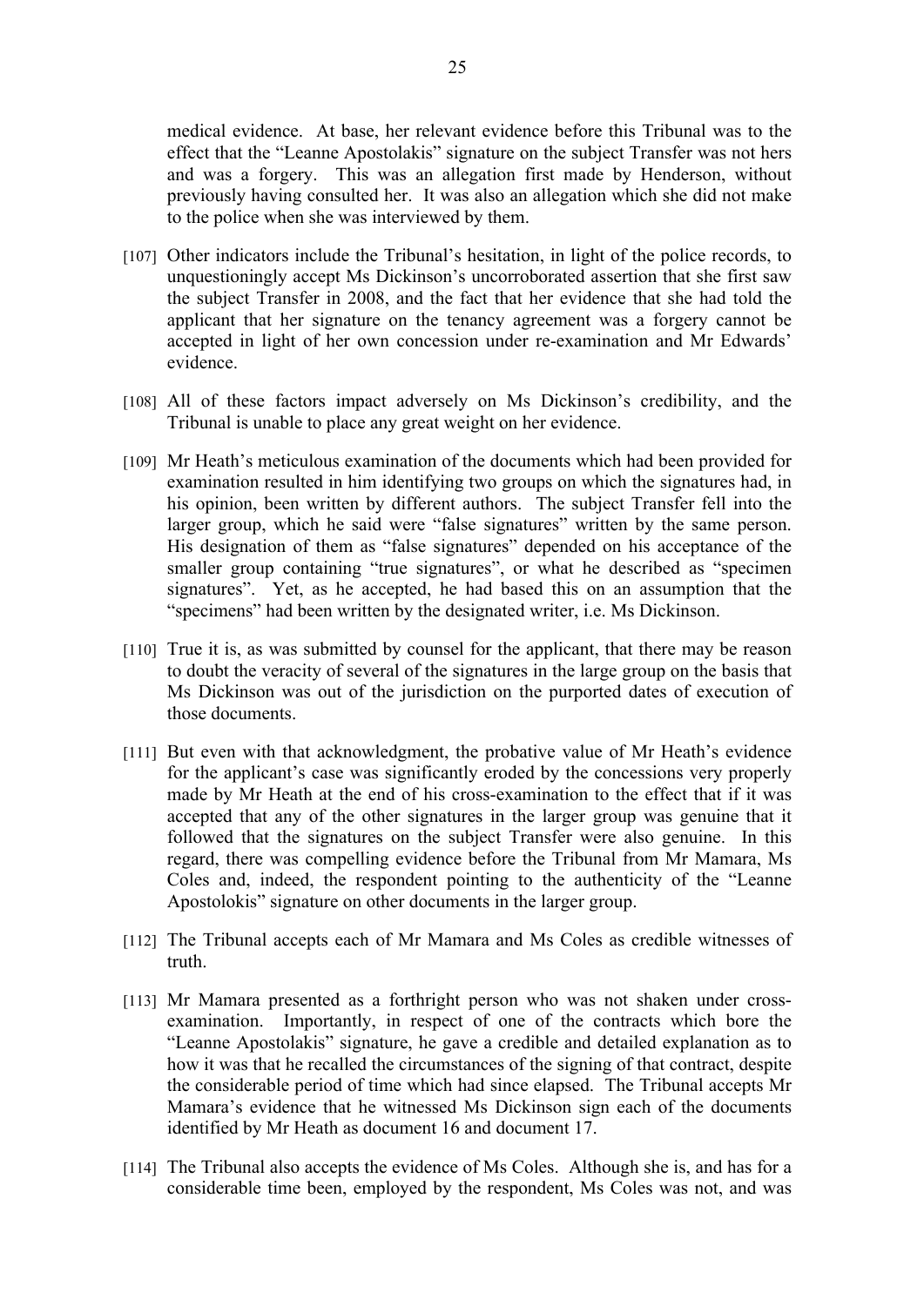medical evidence. At base, her relevant evidence before this Tribunal was to the effect that the "Leanne Apostolakis" signature on the subject Transfer was not hers and was a forgery. This was an allegation first made by Henderson, without previously having consulted her. It was also an allegation which she did not make to the police when she was interviewed by them.

[107] Other indicators include the Tribunal's hesitation, in light of the police records, to unquestioningly accept Ms Dickinson's uncorroborated assertion that she first saw the subject Transfer in 2008, and the fact that her evidence that she had told the applicant that her signature on the tenancy agreement was a forgery cannot be accepted in light of her own concession under re-examination and Mr Edwards' evidence.

[108] All of these factors impact adversely on Ms Dickinson's credibility, and the Tribunal is unable to place any great weight on her evidence.

[109] Mr Heath's meticulous examination of the documents which had been provided for examination resulted in him identifying two groups on which the signatures had, in his opinion, been written by different authors. The subject Transfer fell into the larger group, which he said were "false signatures" written by the same person. His designation of them as "false signatures" depended on his acceptance of the smaller group containing "true signatures", or what he described as "specimen signatures". Yet, as he accepted, he had based this on an assumption that the "specimens" had been written by the designated writer, i.e. Ms Dickinson.

[110] True it is, as was submitted by counsel for the applicant, that there may be reason to doubt the veracity of several of the signatures in the large group on the basis that Ms Dickinson was out of the jurisdiction on the purported dates of execution of those documents.

[111] But even with that acknowledgment, the probative value of Mr Heath's evidence for the applicant's case was significantly eroded by the concessions very properly made by Mr Heath at the end of his cross-examination to the effect that if it was accepted that any of the other signatures in the larger group was genuine that it followed that the signatures on the subject Transfer were also genuine. In this regard, there was compelling evidence before the Tribunal from Mr Mamara, Ms Coles and, indeed, the respondent pointing to the authenticity of the "Leanne Apostolokis" signature on other documents in the larger group.

[112] The Tribunal accepts each of Mr Mamara and Ms Coles as credible witnesses of truth.

[113] Mr Mamara presented as a forthright person who was not shaken under cross-examination. Importantly, in respect of one of the contracts which bore the "Leanne Apostolakis" signature, he gave a credible and detailed explanation as to how it was that he recalled the circumstances of the signing of that contract, despite the considerable period of time which had since elapsed. The Tribunal accepts Mr Mamara's evidence that he witnessed Ms Dickinson sign each of the documents identified by Mr Heath as document 16 and document 17.

[114] The Tribunal also accepts the evidence of Ms Coles. Although she is, and has for a considerable time been, employed by the respondent, Ms Coles was not, and was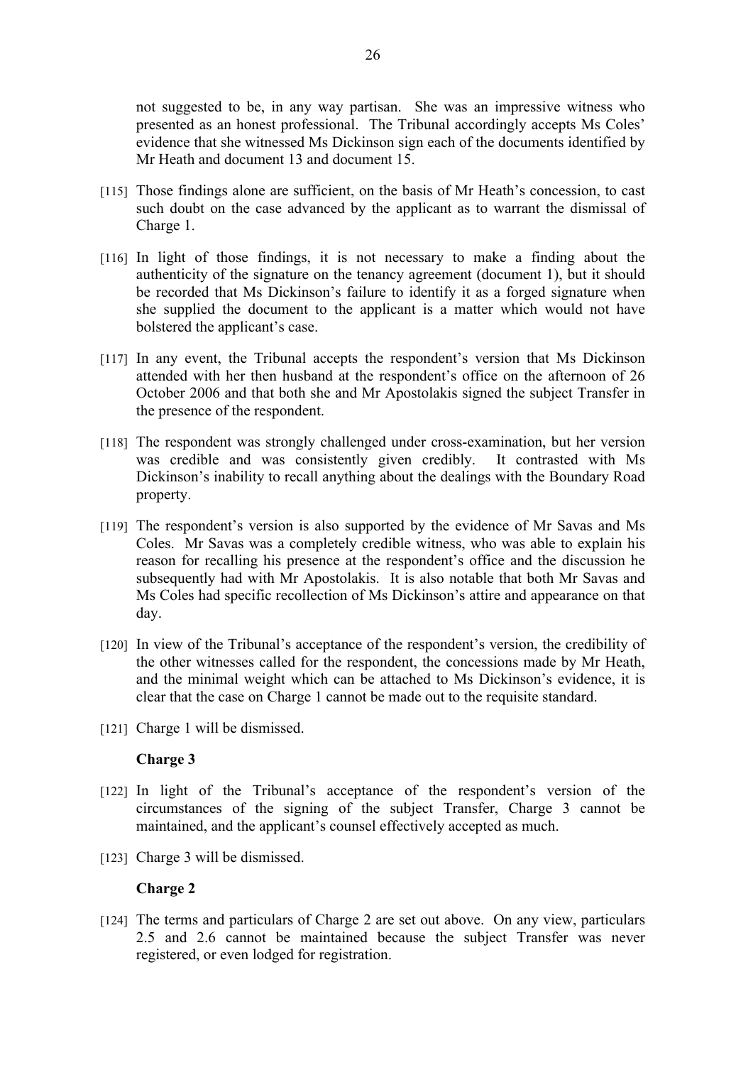not suggested to be, in any way partisan. She was an impressive witness who presented as an honest professional. The Tribunal accordingly accepts Ms Coles' evidence that she witnessed Ms Dickinson sign each of the documents identified by Mr Heath and document 13 and document 15.

[115] Those findings alone are sufficient, on the basis of Mr Heath's concession, to cast such doubt on the case advanced by the applicant as to warrant the dismissal of Charge 1.

[116] In light of those findings, it is not necessary to make a finding about the authenticity of the signature on the tenancy agreement (document 1), but it should be recorded that Ms Dickinson's failure to identify it as a forged signature when she supplied the document to the applicant is a matter which would not have bolstered the applicant's case.

[117] In any event, the Tribunal accepts the respondent's version that Ms Dickinson attended with her then husband at the respondent's office on the afternoon of 26 October 2006 and that both she and Mr Apostolakis signed the subject Transfer in the presence of the respondent.

[118] The respondent was strongly challenged under cross-examination, but her version was credible and was consistently given credibly. It contrasted with Ms Dickinson's inability to recall anything about the dealings with the Boundary Road property.

[119] The respondent's version is also supported by the evidence of Mr Savas and Ms Coles. Mr Savas was a completely credible witness, who was able to explain his reason for recalling his presence at the respondent's office and the discussion he subsequently had with Mr Apostolakis. It is also notable that both Mr Savas and Ms Coles had specific recollection of Ms Dickinson's attire and appearance on that day.

[120] In view of the Tribunal's acceptance of the respondent's version, the credibility of the other witnesses called for the respondent, the concessions made by Mr Heath, and the minimal weight which can be attached to Ms Dickinson's evidence, it is clear that the case on Charge 1 cannot be made out to the requisite standard.

[121] Charge 1 will be dismissed.

**Charge 3**

[122] In light of the Tribunal's acceptance of the respondent's version of the circumstances of the signing of the subject Transfer, Charge 3 cannot be maintained, and the applicant's counsel effectively accepted as much.

[123] Charge 3 will be dismissed.

**Charge 2**

[124] The terms and particulars of Charge 2 are set out above. On any view, particulars 2.5 and 2.6 cannot be maintained because the subject Transfer was never registered, or even lodged for registration.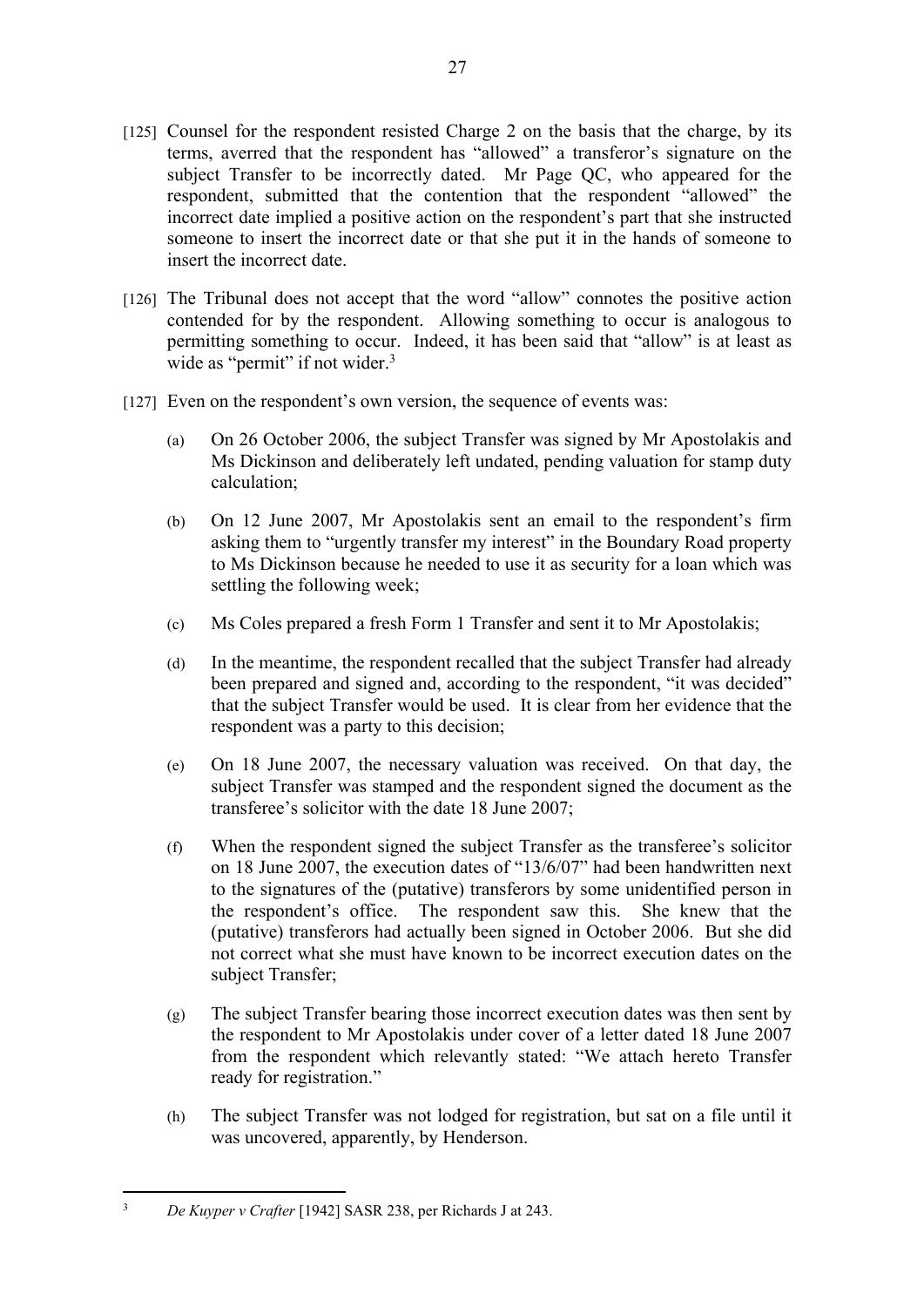[125] Counsel for the respondent resisted Charge 2 on the basis that the charge, by its terms, averred that the respondent has "allowed" a transferor's signature on the subject Transfer to be incorrectly dated. Mr Page QC, who appeared for the respondent, submitted that the contention that the respondent "allowed" the incorrect date implied a positive action on the respondent's part that she instructed someone to insert the incorrect date or that she put it in the hands of someone to insert the incorrect date.

[126] The Tribunal does not accept that the word "allow" connotes the positive action contended for by the respondent. Allowing something to occur is analogous to permitting something to occur. Indeed, it has been said that "allow" is at least as wide as "permit" if not wider.[3]

[127] Even on the respondent's own version, the sequence of events was:

(a) On 26 October 2006, the subject Transfer was signed by Mr Apostolakis and Ms Dickinson and deliberately left undated, pending valuation for stamp duty calculation;

(b) On 12 June 2007, Mr Apostolakis sent an email to the respondent's firm asking them to "urgently transfer my interest" in the Boundary Road property to Ms Dickinson because he needed to use it as security for a loan which was settling the following week;

(c) Ms Coles prepared a fresh Form 1 Transfer and sent it to Mr Apostolakis;

(d) In the meantime, the respondent recalled that the subject Transfer had already been prepared and signed and, according to the respondent, "it was decided" that the subject Transfer would be used. It is clear from her evidence that the respondent was a party to this decision;

(e) On 18 June 2007, the necessary valuation was received. On that day, the subject Transfer was stamped and the respondent signed the document as the transferee's solicitor with the date 18 June 2007;

(f) When the respondent signed the subject Transfer as the transferee's solicitor on 18 June 2007, the execution dates of "13/6/07" had been handwritten next to the signatures of the (putative) transferors by some unidentified person in the respondent's office. The respondent saw this. She knew that the (putative) transferors had actually been signed in October 2006. But she did not correct what she must have known to be incorrect execution dates on the subject Transfer;

(g) The subject Transfer bearing those incorrect execution dates was then sent by the respondent to Mr Apostolakis under cover of a letter dated 18 June 2007 from the respondent which relevantly stated: "We attach hereto Transfer ready for registration."

(h) The subject Transfer was not lodged for registration, but sat on a file until it was uncovered, apparently, by Henderson.

---

[3] *De Kuyper v Crafter* [1942] SASR 238, per Richards J at 243.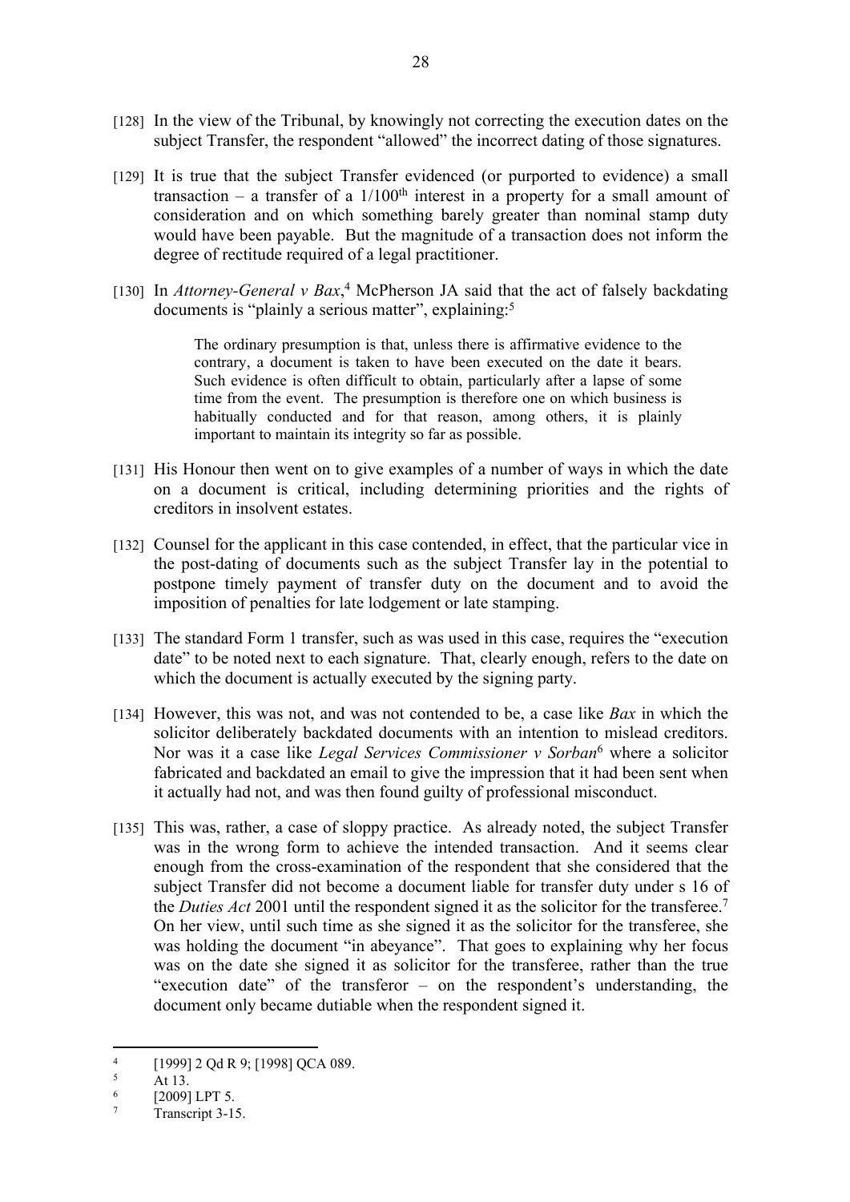[128] In the view of the Tribunal, by knowingly not correcting the execution dates on the subject Transfer, the respondent "allowed" the incorrect dating of those signatures.

[129] It is true that the subject Transfer evidenced (or purported to evidence) a small transaction – a transfer of a 1/100th interest in a property for a small amount of consideration and on which something barely greater than nominal stamp duty would have been payable. But the magnitude of a transaction does not inform the degree of rectitude required of a legal practitioner.

[130] In *Attorney-General v Bax*,[4] McPherson JA said that the act of falsely backdating documents is "plainly a serious matter", explaining:[5]

> The ordinary presumption is that, unless there is affirmative evidence to the contrary, a document is taken to have been executed on the date it bears. Such evidence is often difficult to obtain, particularly after a lapse of some time from the event. The presumption is therefore one on which business is habitually conducted and for that reason, among others, it is plainly important to maintain its integrity so far as possible.

[131] His Honour then went on to give examples of a number of ways in which the date on a document is critical, including determining priorities and the rights of creditors in insolvent estates.

[132] Counsel for the applicant in this case contended, in effect, that the particular vice in the post-dating of documents such as the subject Transfer lay in the potential to postpone timely payment of transfer duty on the document and to avoid the imposition of penalties for late lodgement or late stamping.

[133] The standard Form 1 transfer, such as was used in this case, requires the "execution date" to be noted next to each signature. That, clearly enough, refers to the date on which the document is actually executed by the signing party.

[134] However, this was not, and was not contended to be, a case like *Bax* in which the solicitor deliberately backdated documents with an intention to mislead creditors. Nor was it a case like *Legal Services Commissioner v Sorban*[6] where a solicitor fabricated and backdated an email to give the impression that it had been sent when it actually had not, and was then found guilty of professional misconduct.

[135] This was, rather, a case of sloppy practice. As already noted, the subject Transfer was in the wrong form to achieve the intended transaction. And it seems clear enough from the cross-examination of the respondent that she considered that the subject Transfer did not become a document liable for transfer duty under s 16 of the *Duties Act* 2001 until the respondent signed it as the solicitor for the transferee.[7] On her view, until such time as she signed it as the solicitor for the transferee, she was holding the document "in abeyance". That goes to explaining why her focus was on the date she signed it as solicitor for the transferee, rather than the true "execution date" of the transferor – on the respondent's understanding, the document only became dutiable when the respondent signed it.

---

[4] [1999] 2 Qd R 9; [1998] QCA 089.

[5] At 13.

[6] [2009] LPT 5.

[7] Transcript 3-15.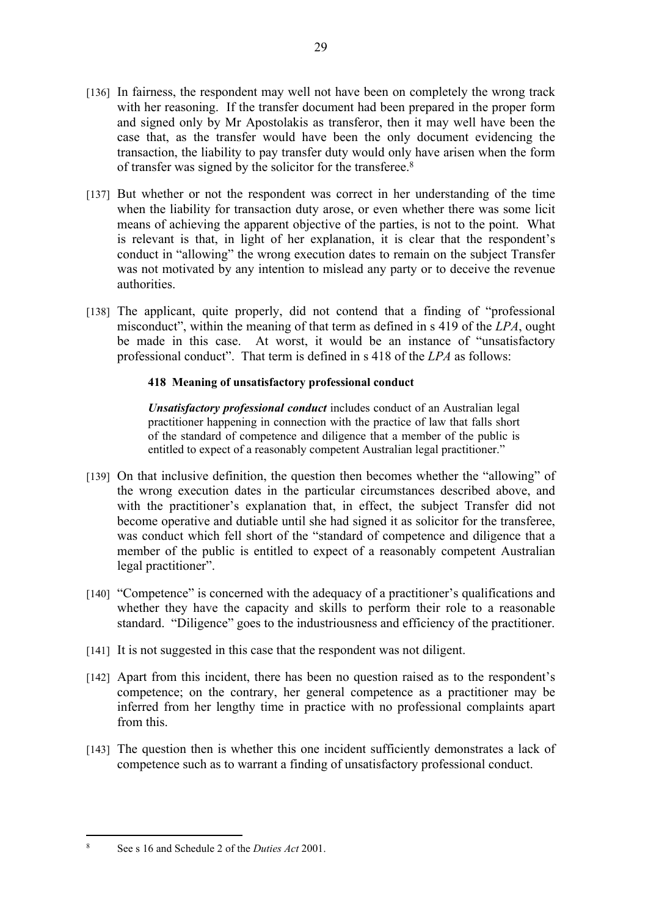[136] In fairness, the respondent may well not have been on completely the wrong track with her reasoning. If the transfer document had been prepared in the proper form and signed only by Mr Apostolakis as transferor, then it may well have been the case that, as the transfer would have been the only document evidencing the transaction, the liability to pay transfer duty would only have arisen when the form of transfer was signed by the solicitor for the transferee.[8]

[137] But whether or not the respondent was correct in her understanding of the time when the liability for transaction duty arose, or even whether there was some licit means of achieving the apparent objective of the parties, is not to the point. What is relevant is that, in light of her explanation, it is clear that the respondent's conduct in "allowing" the wrong execution dates to remain on the subject Transfer was not motivated by any intention to mislead any party or to deceive the revenue authorities.

[138] The applicant, quite properly, did not contend that a finding of "professional misconduct", within the meaning of that term as defined in s 419 of the *LPA*, ought be made in this case. At worst, it would be an instance of "unsatisfactory professional conduct". That term is defined in s 418 of the *LPA* as follows:

> **418 Meaning of unsatisfactory professional conduct**
>
> ***Unsatisfactory professional conduct*** includes conduct of an Australian legal practitioner happening in connection with the practice of law that falls short of the standard of competence and diligence that a member of the public is entitled to expect of a reasonably competent Australian legal practitioner."

[139] On that inclusive definition, the question then becomes whether the "allowing" of the wrong execution dates in the particular circumstances described above, and with the practitioner's explanation that, in effect, the subject Transfer did not become operative and dutiable until she had signed it as solicitor for the transferee, was conduct which fell short of the "standard of competence and diligence that a member of the public is entitled to expect of a reasonably competent Australian legal practitioner".

[140] "Competence" is concerned with the adequacy of a practitioner's qualifications and whether they have the capacity and skills to perform their role to a reasonable standard. "Diligence" goes to the industriousness and efficiency of the practitioner.

[141] It is not suggested in this case that the respondent was not diligent.

[142] Apart from this incident, there has been no question raised as to the respondent's competence; on the contrary, her general competence as a practitioner may be inferred from her lengthy time in practice with no professional complaints apart from this.

[143] The question then is whether this one incident sufficiently demonstrates a lack of competence such as to warrant a finding of unsatisfactory professional conduct.

---

[8] See s 16 and Schedule 2 of the *Duties Act* 2001.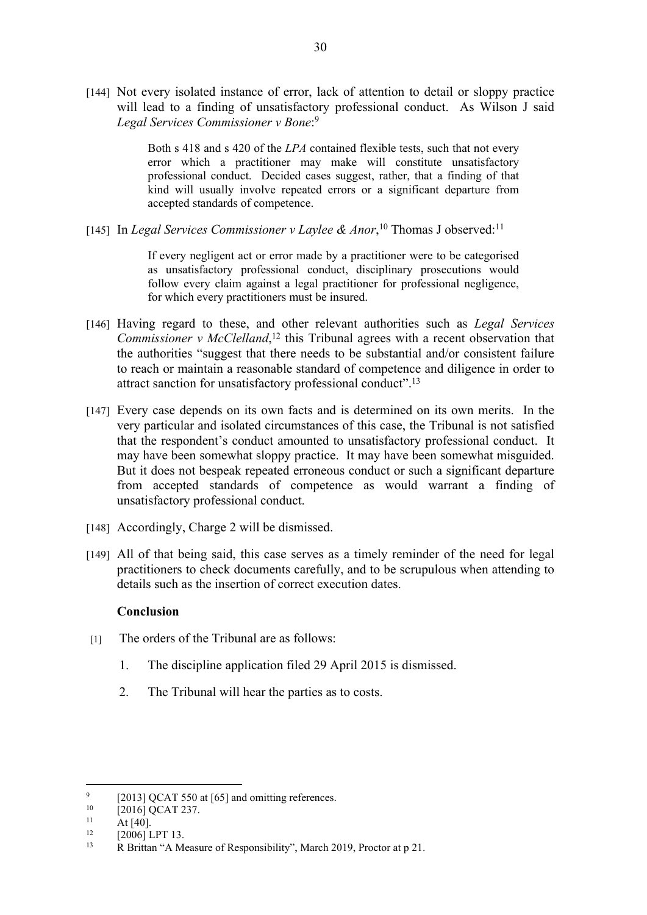[144] Not every isolated instance of error, lack of attention to detail or sloppy practice will lead to a finding of unsatisfactory professional conduct. As Wilson J said *Legal Services Commissioner v Bone*:[9]

> Both s 418 and s 420 of the *LPA* contained flexible tests, such that not every error which a practitioner may make will constitute unsatisfactory professional conduct. Decided cases suggest, rather, that a finding of that kind will usually involve repeated errors or a significant departure from accepted standards of competence.

[145] In *Legal Services Commissioner v Laylee & Anor*,[10] Thomas J observed:[11]

> If every negligent act or error made by a practitioner were to be categorised as unsatisfactory professional conduct, disciplinary prosecutions would follow every claim against a legal practitioner for professional negligence, for which every practitioners must be insured.

[146] Having regard to these, and other relevant authorities such as *Legal Services Commissioner v McClelland*,[12] this Tribunal agrees with a recent observation that the authorities "suggest that there needs to be substantial and/or consistent failure to reach or maintain a reasonable standard of competence and diligence in order to attract sanction for unsatisfactory professional conduct".[13]

[147] Every case depends on its own facts and is determined on its own merits. In the very particular and isolated circumstances of this case, the Tribunal is not satisfied that the respondent's conduct amounted to unsatisfactory professional conduct. It may have been somewhat sloppy practice. It may have been somewhat misguided. But it does not bespeak repeated erroneous conduct or such a significant departure from accepted standards of competence as would warrant a finding of unsatisfactory professional conduct.

[148] Accordingly, Charge 2 will be dismissed.

[149] All of that being said, this case serves as a timely reminder of the need for legal practitioners to check documents carefully, and to be scrupulous when attending to details such as the insertion of correct execution dates.

**Conclusion**

[1] The orders of the Tribunal are as follows:

1. The discipline application filed 29 April 2015 is dismissed.
2. The Tribunal will hear the parties as to costs.

---

[9] [2013] QCAT 550 at [65] and omitting references.

[10] [2016] QCAT 237.

[11] At [40].

[12] [2006] LPT 13.

[13] R Brittan "A Measure of Responsibility", March 2019, Proctor at p 21.